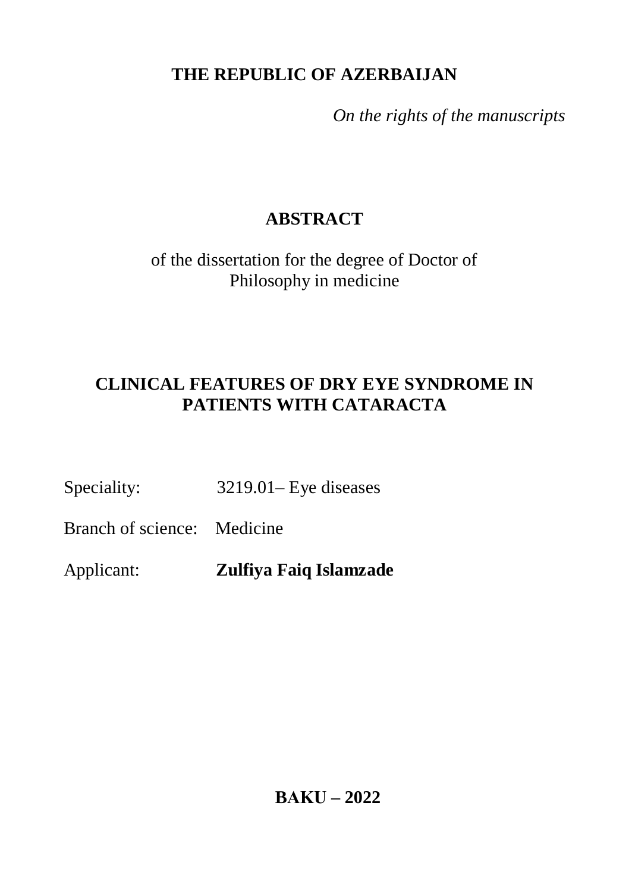**THE REPUBLIC OF AZERBAIJAN**

*On the rights of the manuscripts*

# ABSTRACT

of the dissertation for the degree of Doctor of Philosophy in medicine

## CLINICAL FEATURES OF DRY EYE SYNDROME IN PATIENTS WITH CATARACTA

Speciality: 3219.01– Eye diseases

Branch of science: Medicine

Applicant: **Zulfiya Faiq Islamzade**

**BAKU – 2022**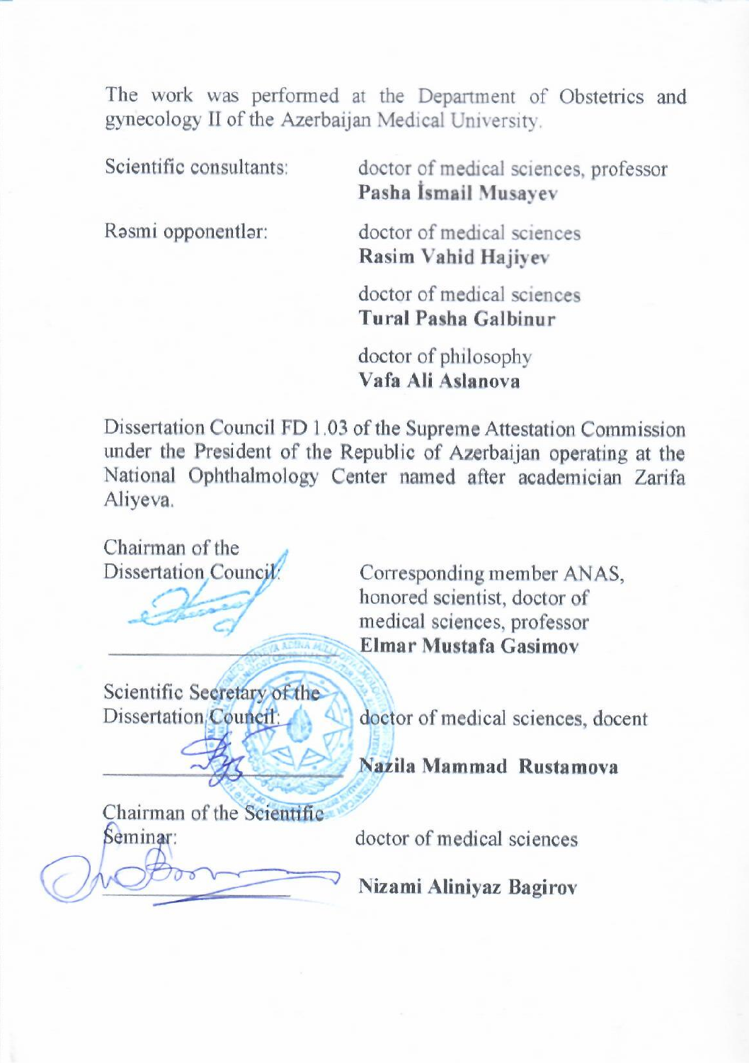The work was performed at the Department of Obstetrics and gynecology II of the Azerbaijan Medical University.

| | |
|---|---|
| Scientific consultants: | doctor of medical sciences, professor **Pasha İsmail Musayev** |
| Rəsmi opponentlər: | doctor of medical sciences **Rasim Vahid Hajiyev** |
| | doctor of medical sciences **Tural Pasha Galbinur** |
| | doctor of philosophy **Vafa Ali Aslanova** |

Dissertation Council FD 1.03 of the Supreme Attestation Commission under the President of the Republic of Azerbaijan operating at the National Ophthalmology Center named after academician Zarifa Aliyeva.

| | |
|---|---|
| Chairman of the Dissertation Council: | Corresponding member ANAS, honored scientist, doctor of medical sciences, professor **Elmar Mustafa Gasimov** |
| Scientific Secretary of the Dissertation Council: | doctor of medical sciences, docent **Nazila Mammad Rustamova** |
| Chairman of the Scientific Seminar: | doctor of medical sciences **Nizami Aliniyaz Bagirov** |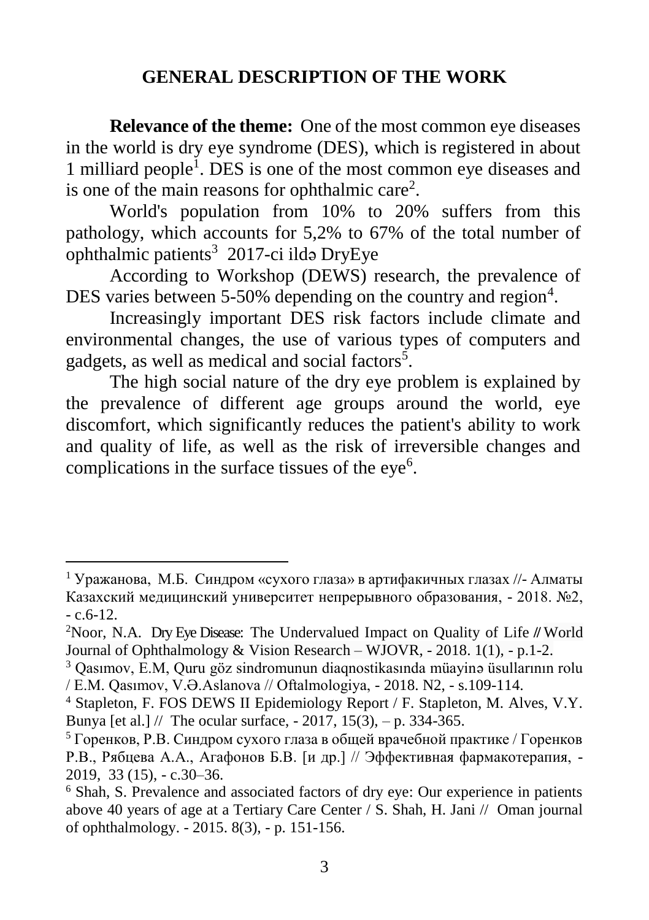## GENERAL DESCRIPTION OF THE WORK

**Relevance of the theme:** One of the most common eye diseases in the world is dry eye syndrome (DES), which is registered in about 1 milliard people[1]. DES is one of the most common eye diseases and is one of the main reasons for ophthalmic care[2].

World's population from 10% to 20% suffers from this pathology, which accounts for 5,2% to 67% of the total number of ophthalmic patients[3] 2017-ci ildə DryEye

According to Workshop (DEWS) research, the prevalence of DES varies between 5-50% depending on the country and region[4].

Increasingly important DES risk factors include climate and environmental changes, the use of various types of computers and gadgets, as well as medical and social factors[5].

The high social nature of the dry eye problem is explained by the prevalence of different age groups around the world, eye discomfort, which significantly reduces the patient's ability to work and quality of life, as well as the risk of irreversible changes and complications in the surface tissues of the eye[6].

---

[1] Уражанова, М.Б. Синдром «сухого глаза» в артифакичных глазах //- Алматы Казахский медицинский университет непрерывного образования, - 2018. №2, - с.6-12.

[2] Noor, N.A. Dry Eye Disease: The Undervalued Impact on Quality of Life // World Journal of Ophthalmology & Vision Research – WJOVR, - 2018. 1(1), - p.1-2.

[3] Qasımov, E.M, Quru göz sindromunun diaqnostikasında müayinə üsullarının rolu / E.M. Qasımov, V.Ə.Aslanova // Oftalmologiya, - 2018. N2, - s.109-114.

[4] Stapleton, F. FOS DEWS II Epidemiology Report / F. Stapleton, M. Alves, V.Y. Bunya [et al.] // The ocular surface, - 2017, 15(3), – p. 334-365.

[5] Горенков, Р.В. Синдром сухого глаза в общей врачебной практике / Горенков Р.В., Рябцева А.А., Агафонов Б.В. [и др.] // Эффективная фармакотерапия, - 2019, 33 (15), - с.30–36.

[6] Shah, S. Prevalence and associated factors of dry eye: Our experience in patients above 40 years of age at a Tertiary Care Center / S. Shah, H. Jani // Oman journal of ophthalmology. - 2015. 8(3), - p. 151-156.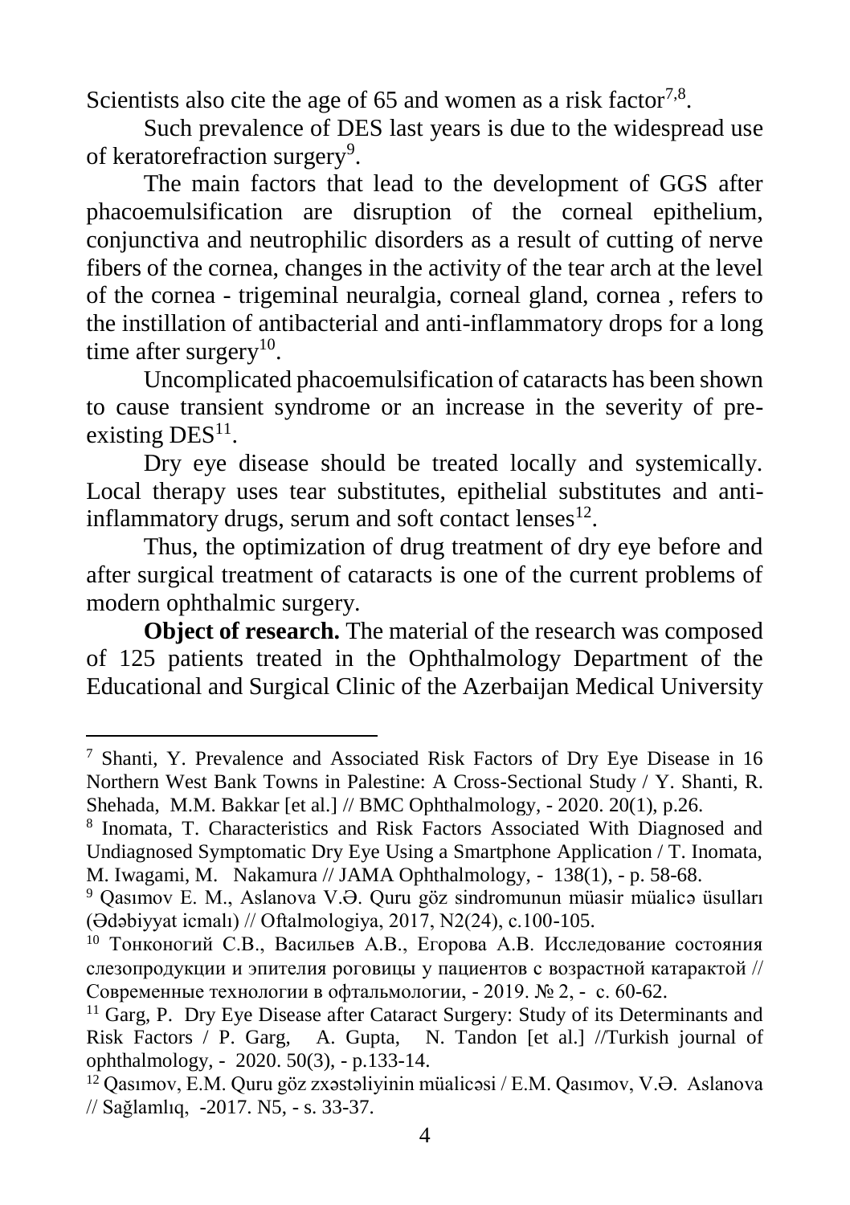Scientists also cite the age of 65 and women as a risk factor[7,8].

Such prevalence of DES last years is due to the widespread use of keratorefraction surgery[9].

The main factors that lead to the development of GGS after phacoemulsification are disruption of the corneal epithelium, conjunctiva and neutrophilic disorders as a result of cutting of nerve fibers of the cornea, changes in the activity of the tear arch at the level of the cornea - trigeminal neuralgia, corneal gland, cornea , refers to the instillation of antibacterial and anti-inflammatory drops for a long time after surgery[10].

Uncomplicated phacoemulsification of cataracts has been shown to cause transient syndrome or an increase in the severity of pre-existing DES[11].

Dry eye disease should be treated locally and systemically. Local therapy uses tear substitutes, epithelial substitutes and anti-inflammatory drugs, serum and soft contact lenses[12].

Thus, the optimization of drug treatment of dry eye before and after surgical treatment of cataracts is one of the current problems of modern ophthalmic surgery.

**Object of research.** The material of the research was composed of 125 patients treated in the Ophthalmology Department of the Educational and Surgical Clinic of the Azerbaijan Medical University

---

[7] Shanti, Y. Prevalence and Associated Risk Factors of Dry Eye Disease in 16 Northern West Bank Towns in Palestine: A Cross-Sectional Study / Y. Shanti, R. Shehada, M.M. Bakkar [et al.] // BMC Ophthalmology, - 2020. 20(1), p.26.

[8] Inomata, T. Characteristics and Risk Factors Associated With Diagnosed and Undiagnosed Symptomatic Dry Eye Using a Smartphone Application / T. Inomata, M. Iwagami, M. Nakamura // JAMA Ophthalmology, - 138(1), - p. 58-68.

[9] Qasımov E. M., Aslanova V.Ə. Quru göz sindromunun müasir müalicə üsulları (Ədəbiyyat icmalı) // Oftalmologiya, 2017, N2(24), c.100-105.

[10] Тонконогий С.В., Васильев А.В., Егорова А.В. Исследование состояния слезопродукции и эпителия роговицы у пациентов с возрастной катарактой // Современные технологии в офтальмологии, - 2019. № 2, - с. 60-62.

[11] Garg, P. Dry Eye Disease after Cataract Surgery: Study of its Determinants and Risk Factors / P. Garg, A. Gupta, N. Tandon [et al.] //Turkish journal of ophthalmology, - 2020. 50(3), - p.133-14.

[12] Qasımov, E.M. Quru göz zxəstəliyinin müalicəsi / E.M. Qasımov, V.Ə. Aslanova // Sağlamlıq, -2017. N5, - s. 33-37.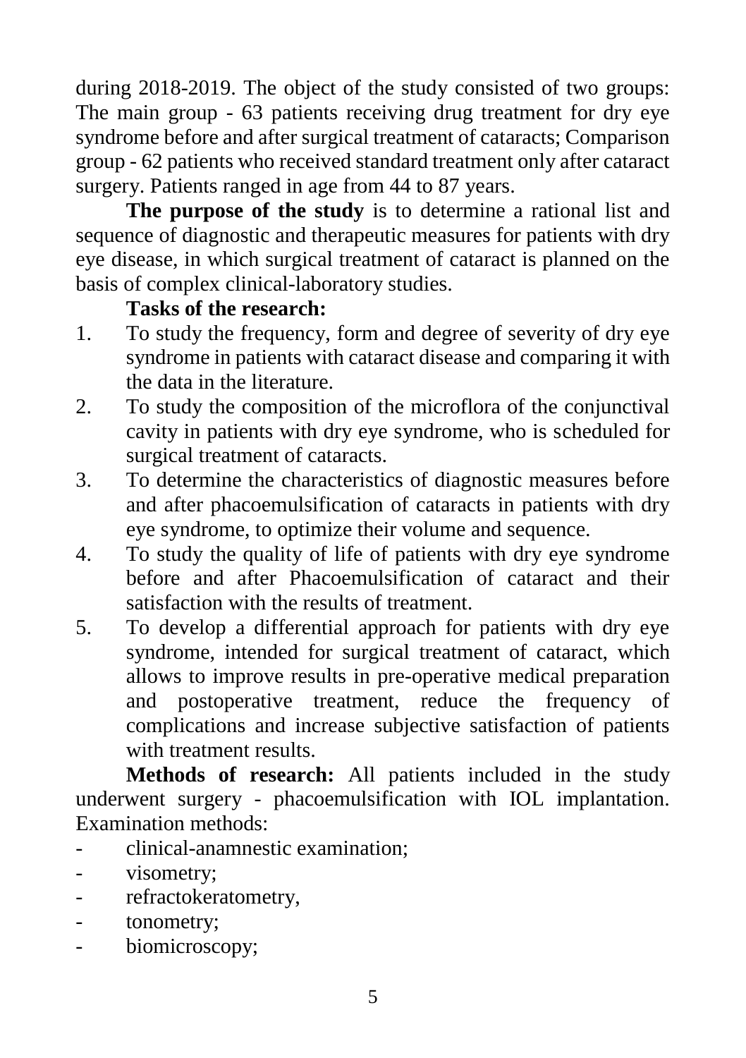during 2018-2019. The object of the study consisted of two groups: The main group - 63 patients receiving drug treatment for dry eye syndrome before and after surgical treatment of cataracts; Comparison group - 62 patients who received standard treatment only after cataract surgery. Patients ranged in age from 44 to 87 years.

**The purpose of the study** is to determine a rational list and sequence of diagnostic and therapeutic measures for patients with dry eye disease, in which surgical treatment of cataract is planned on the basis of complex clinical-laboratory studies.

**Tasks of the research:**

1. To study the frequency, form and degree of severity of dry eye syndrome in patients with cataract disease and comparing it with the data in the literature.
2. To study the composition of the microflora of the conjunctival cavity in patients with dry eye syndrome, who is scheduled for surgical treatment of cataracts.
3. To determine the characteristics of diagnostic measures before and after phacoemulsification of cataracts in patients with dry eye syndrome, to optimize their volume and sequence.
4. To study the quality of life of patients with dry eye syndrome before and after Phacoemulsification of cataract and their satisfaction with the results of treatment.
5. To develop a differential approach for patients with dry eye syndrome, intended for surgical treatment of cataract, which allows to improve results in pre-operative medical preparation and postoperative treatment, reduce the frequency of complications and increase subjective satisfaction of patients with treatment results.

**Methods of research:** All patients included in the study underwent surgery - phacoemulsification with IOL implantation. Examination methods:

- clinical-anamnestic examination;
- visometry;
- refractokeratometry,
- tonometry;
- biomicroscopy;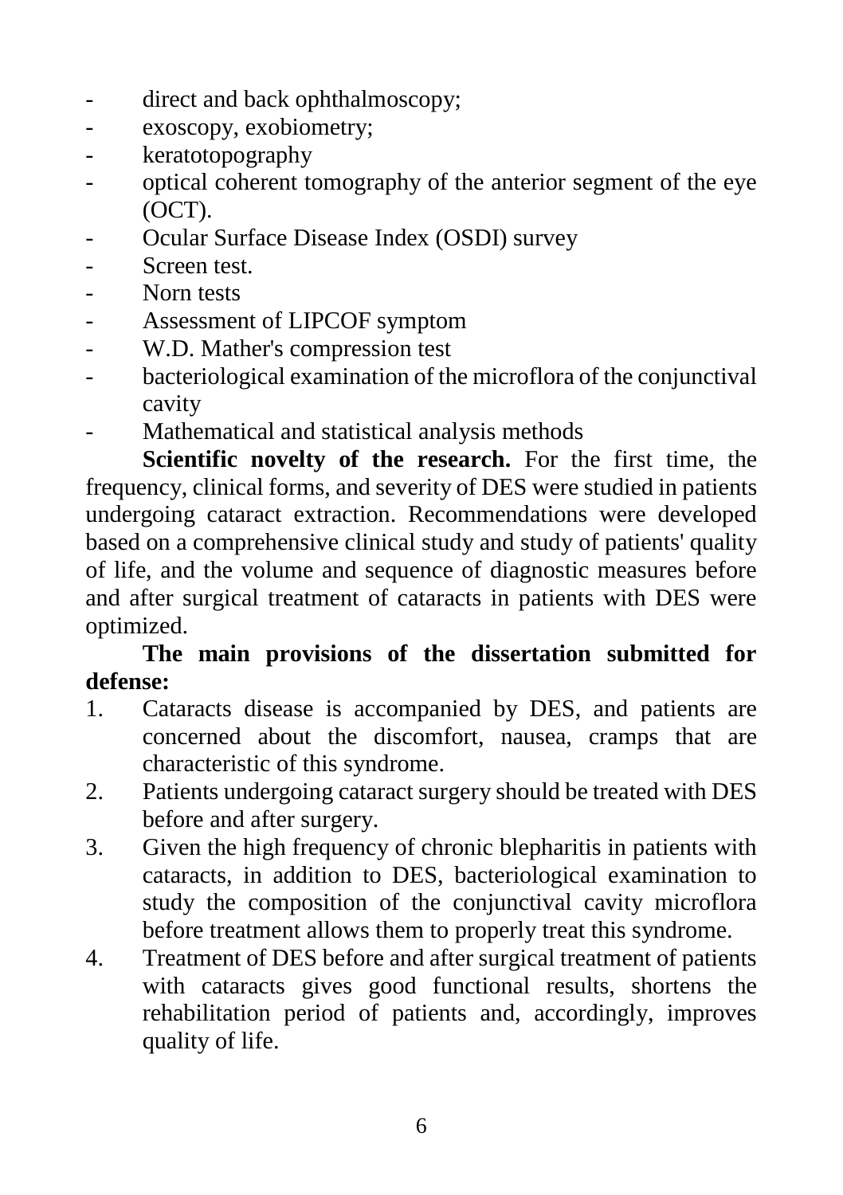- direct and back ophthalmoscopy;
- exoscopy, exobiometry;
- keratotopography
- optical coherent tomography of the anterior segment of the eye (OCT).
- Ocular Surface Disease Index (OSDI) survey
- Screen test.
- Norn tests
- Assessment of LIPCOF symptom
- W.D. Mather's compression test
- bacteriological examination of the microflora of the conjunctival cavity
- Mathematical and statistical analysis methods

**Scientific novelty of the research.** For the first time, the frequency, clinical forms, and severity of DES were studied in patients undergoing cataract extraction. Recommendations were developed based on a comprehensive clinical study and study of patients' quality of life, and the volume and sequence of diagnostic measures before and after surgical treatment of cataracts in patients with DES were optimized.

**The main provisions of the dissertation submitted for defense:**

1. Cataracts disease is accompanied by DES, and patients are concerned about the discomfort, nausea, cramps that are characteristic of this syndrome.
2. Patients undergoing cataract surgery should be treated with DES before and after surgery.
3. Given the high frequency of chronic blepharitis in patients with cataracts, in addition to DES, bacteriological examination to study the composition of the conjunctival cavity microflora before treatment allows them to properly treat this syndrome.
4. Treatment of DES before and after surgical treatment of patients with cataracts gives good functional results, shortens the rehabilitation period of patients and, accordingly, improves quality of life.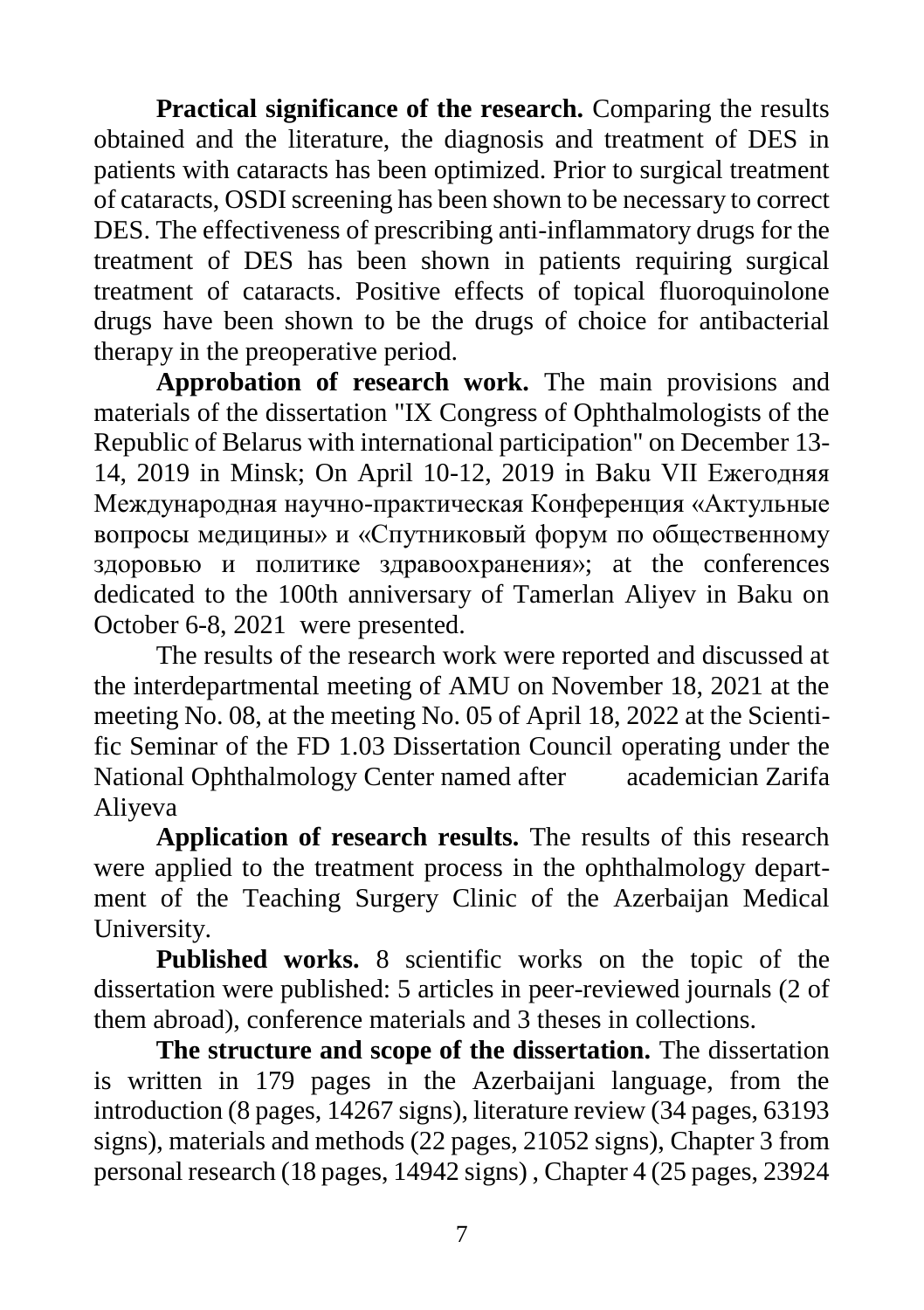**Practical significance of the research.** Comparing the results obtained and the literature, the diagnosis and treatment of DES in patients with cataracts has been optimized. Prior to surgical treatment of cataracts, OSDI screening has been shown to be necessary to correct DES. The effectiveness of prescribing anti-inflammatory drugs for the treatment of DES has been shown in patients requiring surgical treatment of cataracts. Positive effects of topical fluoroquinolone drugs have been shown to be the drugs of choice for antibacterial therapy in the preoperative period.

**Approbation of research work.** The main provisions and materials of the dissertation "IX Congress of Ophthalmologists of the Republic of Belarus with international participation" on December 13-14, 2019 in Minsk; On April 10-12, 2019 in Baku VII Ежегодняя Международная научно-практическая Конференция «Актульные вопросы медицины» и «Спутниковый форум по общественному здоровью и политике здравоохранения»; at the conferences dedicated to the 100th anniversary of Tamerlan Aliyev in Baku on October 6-8, 2021 were presented.

The results of the research work were reported and discussed at the interdepartmental meeting of AMU on November 18, 2021 at the meeting No. 08, at the meeting No. 05 of April 18, 2022 at the Scientific Seminar of the FD 1.03 Dissertation Council operating under the National Ophthalmology Center named after academician Zarifa Aliyeva

**Application of research results.** The results of this research were applied to the treatment process in the ophthalmology department of the Teaching Surgery Clinic of the Azerbaijan Medical University.

**Published works.** 8 scientific works on the topic of the dissertation were published: 5 articles in peer-reviewed journals (2 of them abroad), conference materials and 3 theses in collections.

**The structure and scope of the dissertation.** The dissertation is written in 179 pages in the Azerbaijani language, from the introduction (8 pages, 14267 signs), literature review (34 pages, 63193 signs), materials and methods (22 pages, 21052 signs), Chapter 3 from personal research (18 pages, 14942 signs) , Chapter 4 (25 pages, 23924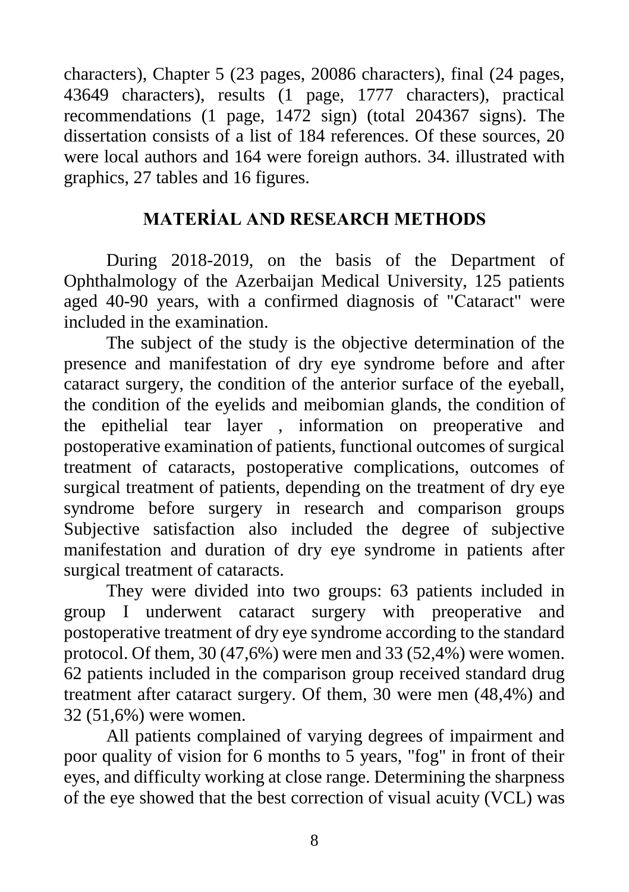characters), Chapter 5 (23 pages, 20086 characters), final (24 pages, 43649 characters), results (1 page, 1777 characters), practical recommendations (1 page, 1472 sign) (total 204367 signs). The dissertation consists of a list of 184 references. Of these sources, 20 were local authors and 164 were foreign authors. 34. illustrated with graphics, 27 tables and 16 figures.

## MATERİAL AND RESEARCH METHODS

During 2018-2019, on the basis of the Department of Ophthalmology of the Azerbaijan Medical University, 125 patients aged 40-90 years, with a confirmed diagnosis of "Cataract" were included in the examination.

The subject of the study is the objective determination of the presence and manifestation of dry eye syndrome before and after cataract surgery, the condition of the anterior surface of the eyeball, the condition of the eyelids and meibomian glands, the condition of the epithelial tear layer , information on preoperative and postoperative examination of patients, functional outcomes of surgical treatment of cataracts, postoperative complications, outcomes of surgical treatment of patients, depending on the treatment of dry eye syndrome before surgery in research and comparison groups Subjective satisfaction also included the degree of subjective manifestation and duration of dry eye syndrome in patients after surgical treatment of cataracts.

They were divided into two groups: 63 patients included in group I underwent cataract surgery with preoperative and postoperative treatment of dry eye syndrome according to the standard protocol. Of them, 30 (47,6%) were men and 33 (52,4%) were women. 62 patients included in the comparison group received standard drug treatment after cataract surgery. Of them, 30 were men (48,4%) and 32 (51,6%) were women.

All patients complained of varying degrees of impairment and poor quality of vision for 6 months to 5 years, "fog" in front of their eyes, and difficulty working at close range. Determining the sharpness of the eye showed that the best correction of visual acuity (VCL) was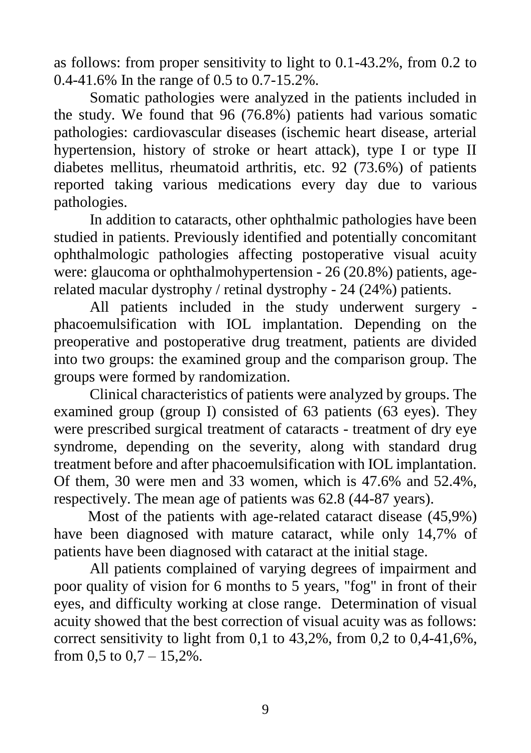as follows: from proper sensitivity to light to 0.1-43.2%, from 0.2 to 0.4-41.6% In the range of 0.5 to 0.7-15.2%.

Somatic pathologies were analyzed in the patients included in the study. We found that 96 (76.8%) patients had various somatic pathologies: cardiovascular diseases (ischemic heart disease, arterial hypertension, history of stroke or heart attack), type I or type II diabetes mellitus, rheumatoid arthritis, etc. 92 (73.6%) of patients reported taking various medications every day due to various pathologies.

In addition to cataracts, other ophthalmic pathologies have been studied in patients. Previously identified and potentially concomitant ophthalmologic pathologies affecting postoperative visual acuity were: glaucoma or ophthalmohypertension - 26 (20.8%) patients, age-related macular dystrophy / retinal dystrophy - 24 (24%) patients.

All patients included in the study underwent surgery - phacoemulsification with IOL implantation. Depending on the preoperative and postoperative drug treatment, patients are divided into two groups: the examined group and the comparison group. The groups were formed by randomization.

Clinical characteristics of patients were analyzed by groups. The examined group (group I) consisted of 63 patients (63 eyes). They were prescribed surgical treatment of cataracts - treatment of dry eye syndrome, depending on the severity, along with standard drug treatment before and after phacoemulsification with IOL implantation. Of them, 30 were men and 33 women, which is 47.6% and 52.4%, respectively. The mean age of patients was 62.8 (44-87 years).

Most of the patients with age-related cataract disease (45,9%) have been diagnosed with mature cataract, while only 14,7% of patients have been diagnosed with cataract at the initial stage.

All patients complained of varying degrees of impairment and poor quality of vision for 6 months to 5 years, "fog" in front of their eyes, and difficulty working at close range. Determination of visual acuity showed that the best correction of visual acuity was as follows: correct sensitivity to light from 0,1 to 43,2%, from 0,2 to 0,4-41,6%, from 0,5 to 0,7 – 15,2%.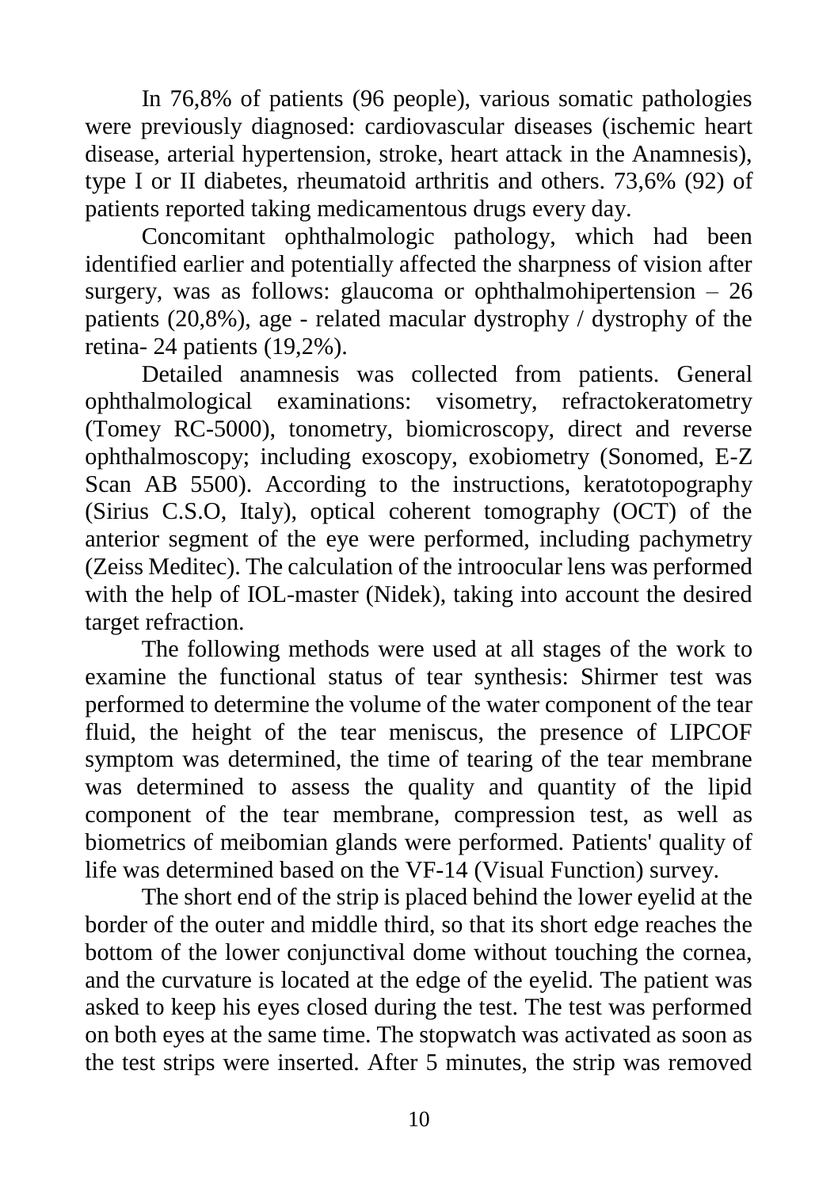In 76,8% of patients (96 people), various somatic pathologies were previously diagnosed: cardiovascular diseases (ischemic heart disease, arterial hypertension, stroke, heart attack in the Anamnesis), type I or II diabetes, rheumatoid arthritis and others. 73,6% (92) of patients reported taking medicamentous drugs every day.

Concomitant ophthalmologic pathology, which had been identified earlier and potentially affected the sharpness of vision after surgery, was as follows: glaucoma or ophthalmohipertension – 26 patients (20,8%), age - related macular dystrophy / dystrophy of the retina- 24 patients (19,2%).

Detailed anamnesis was collected from patients. General ophthalmological examinations: visometry, refractokeratometry (Tomey RC-5000), tonometry, biomicroscopy, direct and reverse ophthalmoscopy; including exoscopy, exobiometry (Sonomed, E-Z Scan AB 5500). According to the instructions, keratotopography (Sirius C.S.O, Italy), optical coherent tomography (OCT) of the anterior segment of the eye were performed, including pachymetry (Zeiss Meditec). The calculation of the introocular lens was performed with the help of IOL-master (Nidek), taking into account the desired target refraction.

The following methods were used at all stages of the work to examine the functional status of tear synthesis: Shirmer test was performed to determine the volume of the water component of the tear fluid, the height of the tear meniscus, the presence of LIPCOF symptom was determined, the time of tearing of the tear membrane was determined to assess the quality and quantity of the lipid component of the tear membrane, compression test, as well as biometrics of meibomian glands were performed. Patients' quality of life was determined based on the VF-14 (Visual Function) survey.

The short end of the strip is placed behind the lower eyelid at the border of the outer and middle third, so that its short edge reaches the bottom of the lower conjunctival dome without touching the cornea, and the curvature is located at the edge of the eyelid. The patient was asked to keep his eyes closed during the test. The test was performed on both eyes at the same time. The stopwatch was activated as soon as the test strips were inserted. After 5 minutes, the strip was removed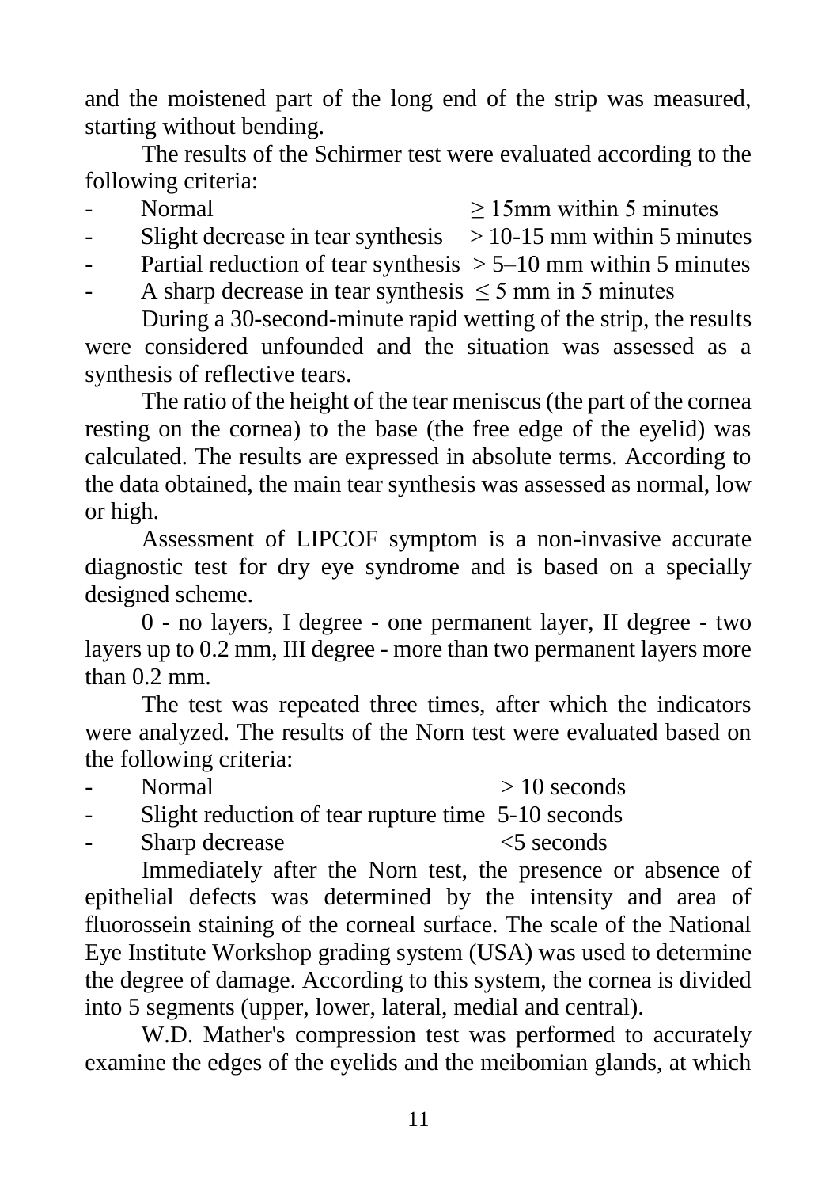and the moistened part of the long end of the strip was measured, starting without bending.

The results of the Schirmer test were evaluated according to the following criteria:

- Normal $\geq$ 15mm within 5 minutes
- Slight decrease in tear synthesis > 10-15 mm within 5 minutes
- Partial reduction of tear synthesis > 5–10 mm within 5 minutes
- A sharp decrease in tear synthesis $\leq$ 5 mm in 5 minutes

During a 30-second-minute rapid wetting of the strip, the results were considered unfounded and the situation was assessed as a synthesis of reflective tears.

The ratio of the height of the tear meniscus (the part of the cornea resting on the cornea) to the base (the free edge of the eyelid) was calculated. The results are expressed in absolute terms. According to the data obtained, the main tear synthesis was assessed as normal, low or high.

Assessment of LIPCOF symptom is a non-invasive accurate diagnostic test for dry eye syndrome and is based on a specially designed scheme.

0 - no layers, I degree - one permanent layer, II degree - two layers up to 0.2 mm, III degree - more than two permanent layers more than 0.2 mm.

The test was repeated three times, after which the indicators were analyzed. The results of the Norn test were evaluated based on the following criteria:

- Normal > 10 seconds
- Slight reduction of tear rupture time 5-10 seconds
- Sharp decrease <5 seconds

Immediately after the Norn test, the presence or absence of epithelial defects was determined by the intensity and area of fluorossein staining of the corneal surface. The scale of the National Eye Institute Workshop grading system (USA) was used to determine the degree of damage. According to this system, the cornea is divided into 5 segments (upper, lower, lateral, medial and central).

W.D. Mather's compression test was performed to accurately examine the edges of the eyelids and the meibomian glands, at which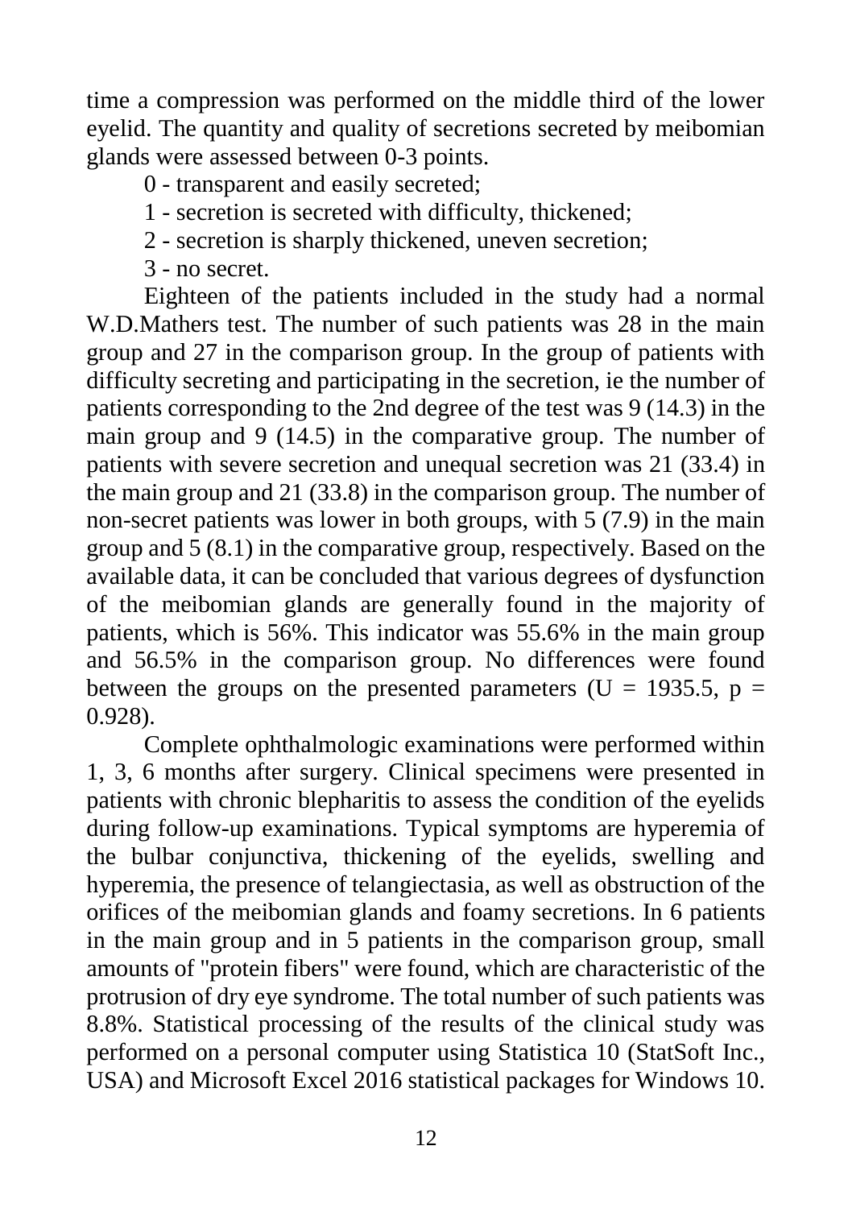time a compression was performed on the middle third of the lower eyelid. The quantity and quality of secretions secreted by meibomian glands were assessed between 0-3 points.

0 - transparent and easily secreted;

1 - secretion is secreted with difficulty, thickened;

2 - secretion is sharply thickened, uneven secretion;

3 - no secret.

Eighteen of the patients included in the study had a normal W.D.Mathers test. The number of such patients was 28 in the main group and 27 in the comparison group. In the group of patients with difficulty secreting and participating in the secretion, ie the number of patients corresponding to the 2nd degree of the test was 9 (14.3) in the main group and 9 (14.5) in the comparative group. The number of patients with severe secretion and unequal secretion was 21 (33.4) in the main group and 21 (33.8) in the comparison group. The number of non-secret patients was lower in both groups, with 5 (7.9) in the main group and 5 (8.1) in the comparative group, respectively. Based on the available data, it can be concluded that various degrees of dysfunction of the meibomian glands are generally found in the majority of patients, which is 56%. This indicator was 55.6% in the main group and 56.5% in the comparison group. No differences were found between the groups on the presented parameters ($U = 1935.5$, $p = 0.928$).

Complete ophthalmologic examinations were performed within 1, 3, 6 months after surgery. Clinical specimens were presented in patients with chronic blepharitis to assess the condition of the eyelids during follow-up examinations. Typical symptoms are hyperemia of the bulbar conjunctiva, thickening of the eyelids, swelling and hyperemia, the presence of telangiectasia, as well as obstruction of the orifices of the meibomian glands and foamy secretions. In 6 patients in the main group and in 5 patients in the comparison group, small amounts of "protein fibers" were found, which are characteristic of the protrusion of dry eye syndrome. The total number of such patients was 8.8%. Statistical processing of the results of the clinical study was performed on a personal computer using Statistica 10 (StatSoft Inc., USA) and Microsoft Excel 2016 statistical packages for Windows 10.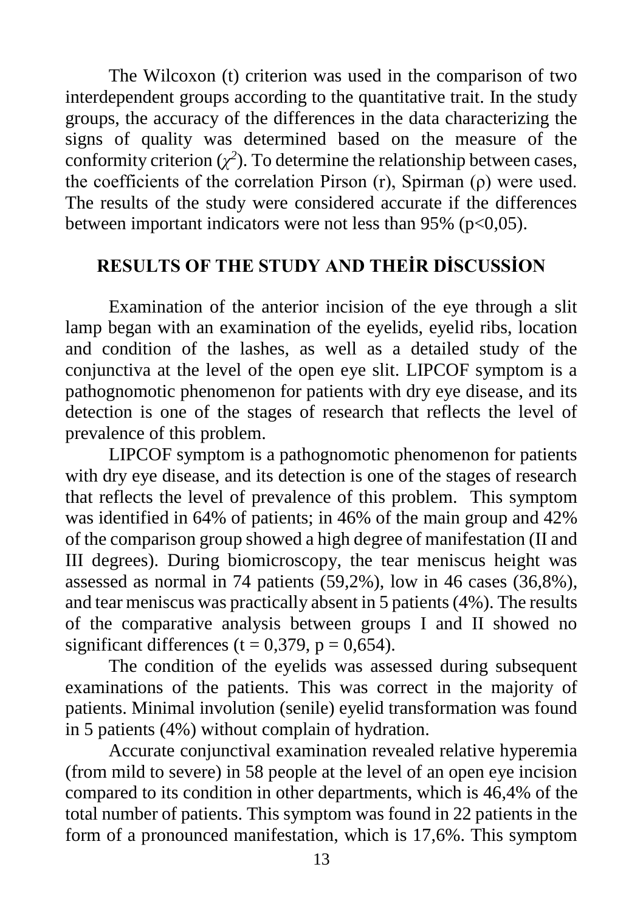The Wilcoxon (t) criterion was used in the comparison of two interdependent groups according to the quantitative trait. In the study groups, the accuracy of the differences in the data characterizing the signs of quality was determined based on the measure of the conformity criterion ($\chi^2$). To determine the relationship between cases, the coefficients of the correlation Pirson (r), Spirman (ρ) were used. The results of the study were considered accurate if the differences between important indicators were not less than 95% ($p<0,05$).

## RESULTS OF THE STUDY AND THEİR DİSCUSSİON

Examination of the anterior incision of the eye through a slit lamp began with an examination of the eyelids, eyelid ribs, location and condition of the lashes, as well as a detailed study of the conjunctiva at the level of the open eye slit. LIPCOF symptom is a pathognomotic phenomenon for patients with dry eye disease, and its detection is one of the stages of research that reflects the level of prevalence of this problem.

LIPCOF symptom is a pathognomotic phenomenon for patients with dry eye disease, and its detection is one of the stages of research that reflects the level of prevalence of this problem. This symptom was identified in 64% of patients; in 46% of the main group and 42% of the comparison group showed a high degree of manifestation (II and III degrees). During biomicroscopy, the tear meniscus height was assessed as normal in 74 patients (59,2%), low in 46 cases (36,8%), and tear meniscus was practically absent in 5 patients (4%). The results of the comparative analysis between groups I and II showed no significant differences ($t = 0,379$, $p = 0,654$).

The condition of the eyelids was assessed during subsequent examinations of the patients. This was correct in the majority of patients. Minimal involution (senile) eyelid transformation was found in 5 patients (4%) without complain of hydration.

Accurate conjunctival examination revealed relative hyperemia (from mild to severe) in 58 people at the level of an open eye incision compared to its condition in other departments, which is 46,4% of the total number of patients. This symptom was found in 22 patients in the form of a pronounced manifestation, which is 17,6%. This symptom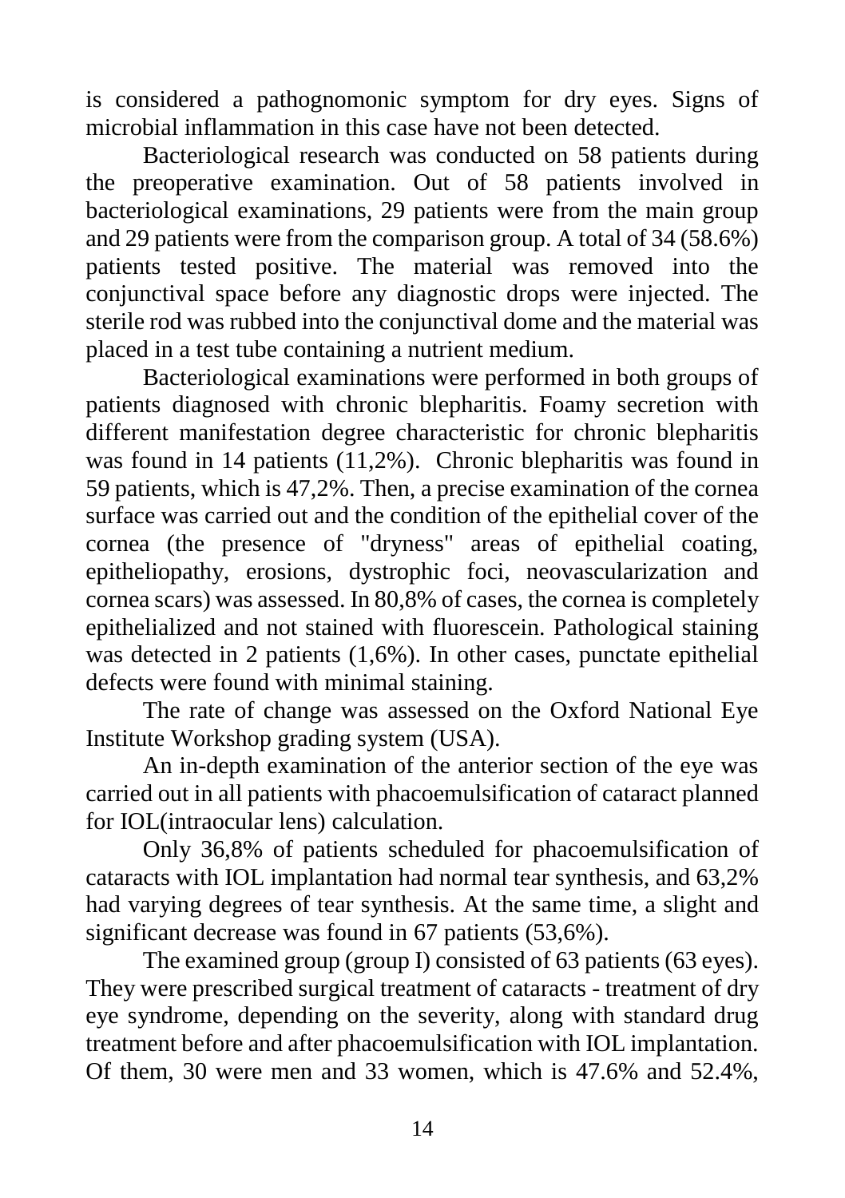is considered a pathognomonic symptom for dry eyes. Signs of microbial inflammation in this case have not been detected.

Bacteriological research was conducted on 58 patients during the preoperative examination. Out of 58 patients involved in bacteriological examinations, 29 patients were from the main group and 29 patients were from the comparison group. A total of 34 (58.6%) patients tested positive. The material was removed into the conjunctival space before any diagnostic drops were injected. The sterile rod was rubbed into the conjunctival dome and the material was placed in a test tube containing a nutrient medium.

Bacteriological examinations were performed in both groups of patients diagnosed with chronic blepharitis. Foamy secretion with different manifestation degree characteristic for chronic blepharitis was found in 14 patients (11,2%).  Chronic blepharitis was found in 59 patients, which is 47,2%. Then, a precise examination of the cornea surface was carried out and the condition of the epithelial cover of the cornea (the presence of "dryness" areas of epithelial coating, epitheliopathy, erosions, dystrophic foci, neovascularization and cornea scars) was assessed. In 80,8% of cases, the cornea is completely epithelialized and not stained with fluorescein. Pathological staining was detected in 2 patients (1,6%). In other cases, punctate epithelial defects were found with minimal staining.

The rate of change was assessed on the Oxford National Eye Institute Workshop grading system (USA).

An in-depth examination of the anterior section of the eye was carried out in all patients with phacoemulsification of cataract planned for IOL(intraocular lens) calculation.

Only 36,8% of patients scheduled for phacoemulsification of cataracts with IOL implantation had normal tear synthesis, and 63,2% had varying degrees of tear synthesis. At the same time, a slight and significant decrease was found in 67 patients (53,6%).

The examined group (group I) consisted of 63 patients (63 eyes). They were prescribed surgical treatment of cataracts - treatment of dry eye syndrome, depending on the severity, along with standard drug treatment before and after phacoemulsification with IOL implantation. Of them, 30 were men and 33 women, which is 47.6% and 52.4%,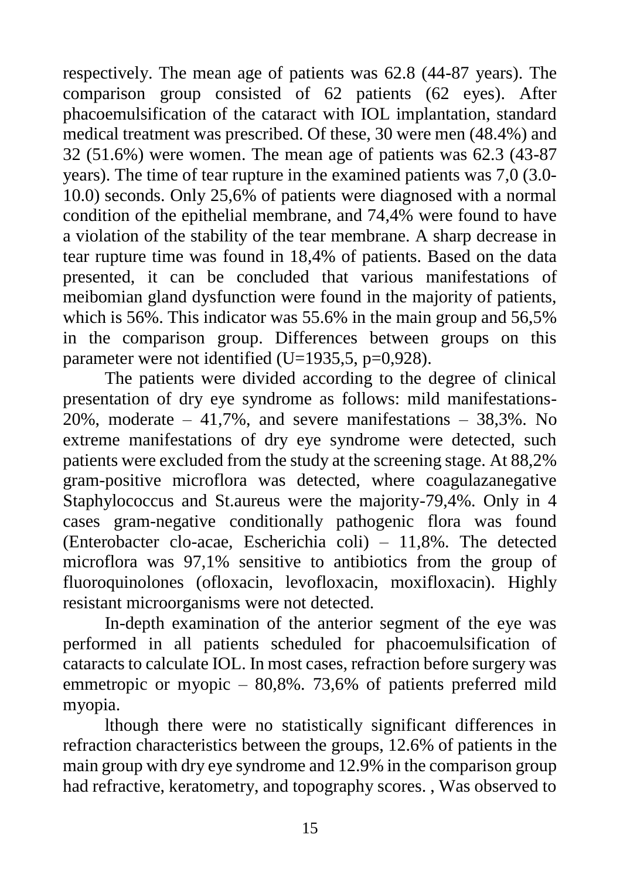respectively. The mean age of patients was 62.8 (44-87 years). The comparison group consisted of 62 patients (62 eyes). After phacoemulsification of the cataract with IOL implantation, standard medical treatment was prescribed. Of these, 30 were men (48.4%) and 32 (51.6%) were women. The mean age of patients was 62.3 (43-87 years). The time of tear rupture in the examined patients was 7,0 (3.0-10.0) seconds. Only 25,6% of patients were diagnosed with a normal condition of the epithelial membrane, and 74,4% were found to have a violation of the stability of the tear membrane. A sharp decrease in tear rupture time was found in 18,4% of patients. Based on the data presented, it can be concluded that various manifestations of meibomian gland dysfunction were found in the majority of patients, which is 56%. This indicator was 55.6% in the main group and 56,5% in the comparison group. Differences between groups on this parameter were not identified (U=1935,5, p=0,928).

The patients were divided according to the degree of clinical presentation of dry eye syndrome as follows: mild manifestations-20%, moderate – 41,7%, and severe manifestations – 38,3%. No extreme manifestations of dry eye syndrome were detected, such patients were excluded from the study at the screening stage. At 88,2% gram-positive microflora was detected, where coagulazanegative Staphylococcus and St.aureus were the majority-79,4%. Only in 4 cases gram-negative conditionally pathogenic flora was found (Enterobacter clo-acae, Escherichia coli) – 11,8%. The detected microflora was 97,1% sensitive to antibiotics from the group of fluoroquinolones (ofloxacin, levofloxacin, moxifloxacin). Highly resistant microorganisms were not detected.

In-depth examination of the anterior segment of the eye was performed in all patients scheduled for phacoemulsification of cataracts to calculate IOL. In most cases, refraction before surgery was emmetropic or myopic – 80,8%. 73,6% of patients preferred mild myopia.

lthough there were no statistically significant differences in refraction characteristics between the groups, 12.6% of patients in the main group with dry eye syndrome and 12.9% in the comparison group had refractive, keratometry, and topography scores. , Was observed to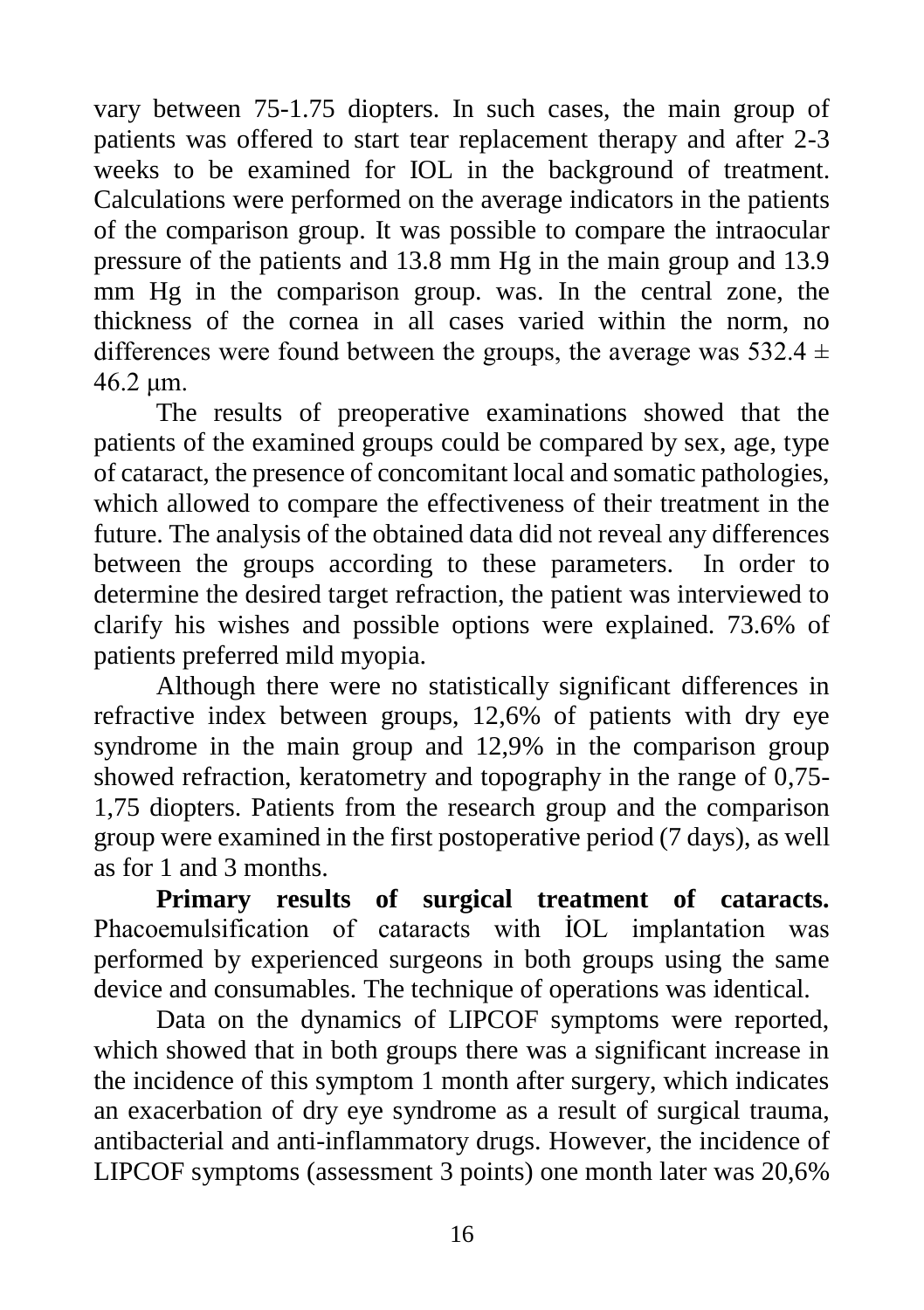vary between 75-1.75 diopters. In such cases, the main group of patients was offered to start tear replacement therapy and after 2-3 weeks to be examined for IOL in the background of treatment. Calculations were performed on the average indicators in the patients of the comparison group. It was possible to compare the intraocular pressure of the patients and 13.8 mm Hg in the main group and 13.9 mm Hg in the comparison group. was. In the central zone, the thickness of the cornea in all cases varied within the norm, no differences were found between the groups, the average was $532.4 \pm 46.2$ μm.

The results of preoperative examinations showed that the patients of the examined groups could be compared by sex, age, type of cataract, the presence of concomitant local and somatic pathologies, which allowed to compare the effectiveness of their treatment in the future. The analysis of the obtained data did not reveal any differences between the groups according to these parameters. In order to determine the desired target refraction, the patient was interviewed to clarify his wishes and possible options were explained. 73.6% of patients preferred mild myopia.

Although there were no statistically significant differences in refractive index between groups, 12,6% of patients with dry eye syndrome in the main group and 12,9% in the comparison group showed refraction, keratometry and topography in the range of 0,75-1,75 diopters. Patients from the research group and the comparison group were examined in the first postoperative period (7 days), as well as for 1 and 3 months.

**Primary results of surgical treatment of cataracts.** Phacoemulsification of cataracts with İOL implantation was performed by experienced surgeons in both groups using the same device and consumables. The technique of operations was identical.

Data on the dynamics of LIPCOF symptoms were reported, which showed that in both groups there was a significant increase in the incidence of this symptom 1 month after surgery, which indicates an exacerbation of dry eye syndrome as a result of surgical trauma, antibacterial and anti-inflammatory drugs. However, the incidence of LIPCOF symptoms (assessment 3 points) one month later was 20,6%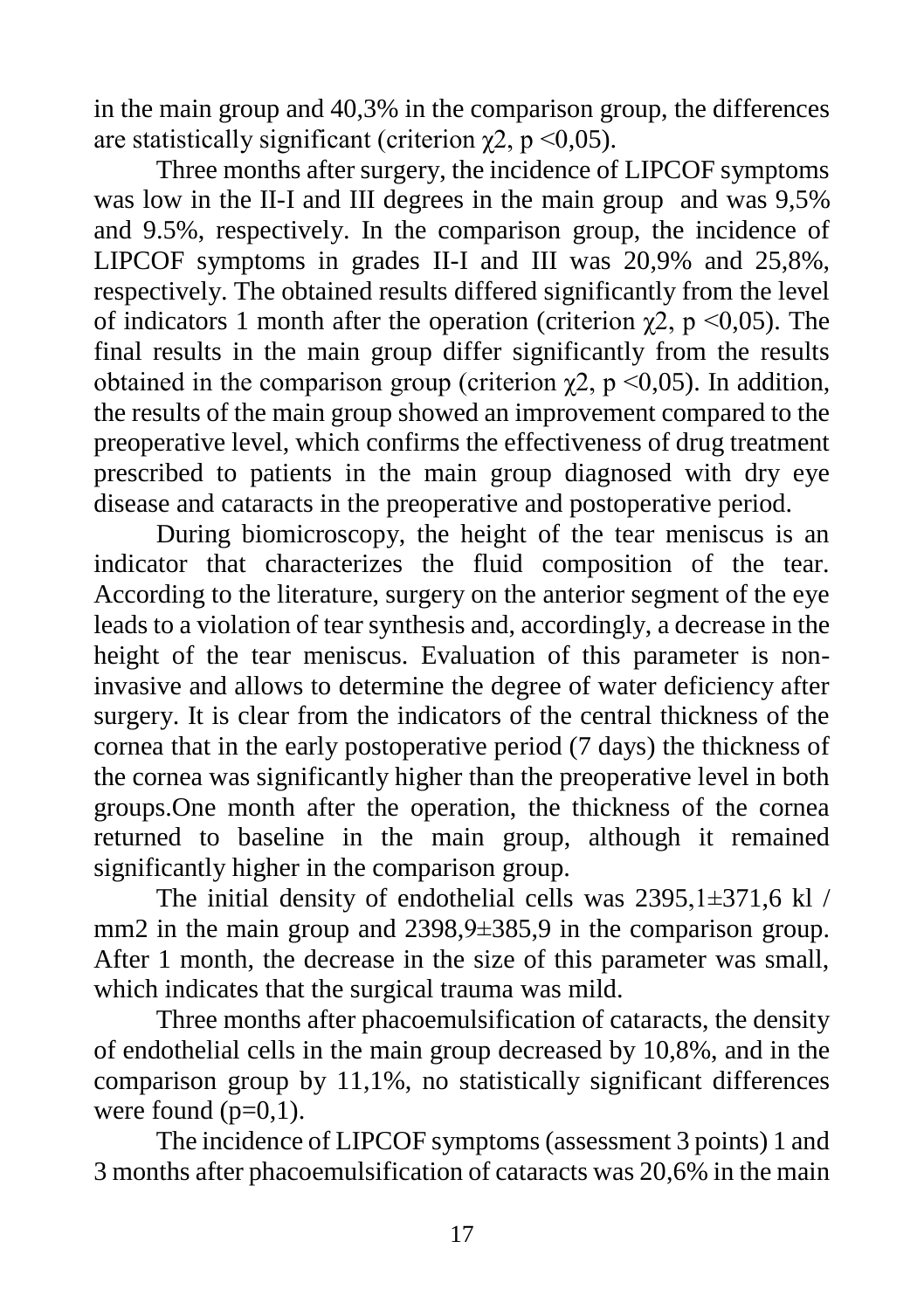in the main group and 40,3% in the comparison group, the differences are statistically significant (criterion $\chi 2$, $p < 0{,}05$).

Three months after surgery, the incidence of LIPCOF symptoms was low in the II-I and III degrees in the main group and was 9,5% and 9.5%, respectively. In the comparison group, the incidence of LIPCOF symptoms in grades II-I and III was 20,9% and 25,8%, respectively. The obtained results differed significantly from the level of indicators 1 month after the operation (criterion $\chi 2$, $p < 0{,}05$). The final results in the main group differ significantly from the results obtained in the comparison group (criterion $\chi 2$, $p < 0{,}05$). In addition, the results of the main group showed an improvement compared to the preoperative level, which confirms the effectiveness of drug treatment prescribed to patients in the main group diagnosed with dry eye disease and cataracts in the preoperative and postoperative period.

During biomicroscopy, the height of the tear meniscus is an indicator that characterizes the fluid composition of the tear. According to the literature, surgery on the anterior segment of the eye leads to a violation of tear synthesis and, accordingly, a decrease in the height of the tear meniscus. Evaluation of this parameter is non-invasive and allows to determine the degree of water deficiency after surgery. It is clear from the indicators of the central thickness of the cornea that in the early postoperative period (7 days) the thickness of the cornea was significantly higher than the preoperative level in both groups.One month after the operation, the thickness of the cornea returned to baseline in the main group, although it remained significantly higher in the comparison group.

The initial density of endothelial cells was 2395,1±371,6 kl / mm2 in the main group and 2398,9±385,9 in the comparison group. After 1 month, the decrease in the size of this parameter was small, which indicates that the surgical trauma was mild.

Three months after phacoemulsification of cataracts, the density of endothelial cells in the main group decreased by 10,8%, and in the comparison group by 11,1%, no statistically significant differences were found ($p=0{,}1$).

The incidence of LIPCOF symptoms (assessment 3 points) 1 and 3 months after phacoemulsification of cataracts was 20,6% in the main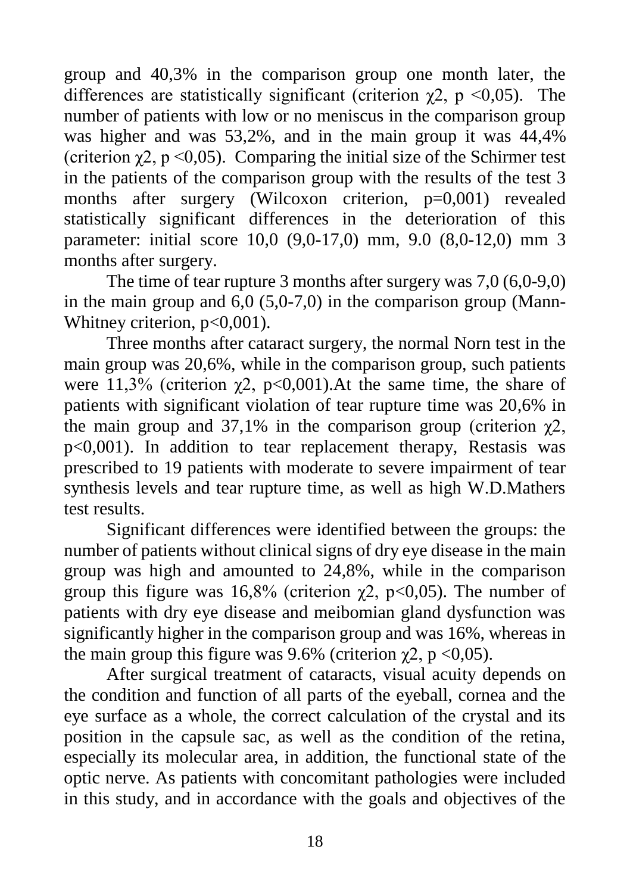group and 40,3% in the comparison group one month later, the differences are statistically significant (criterion $\chi 2$, p <0,05). The number of patients with low or no meniscus in the comparison group was higher and was 53,2%, and in the main group it was 44,4% (criterion $\chi 2$, p <0,05). Comparing the initial size of the Schirmer test in the patients of the comparison group with the results of the test 3 months after surgery (Wilcoxon criterion, p=0,001) revealed statistically significant differences in the deterioration of this parameter: initial score 10,0 (9,0-17,0) mm, 9.0 (8,0-12,0) mm 3 months after surgery.

The time of tear rupture 3 months after surgery was 7,0 (6,0-9,0) in the main group and 6,0 (5,0-7,0) in the comparison group (Mann-Whitney criterion, p<0,001).

Three months after cataract surgery, the normal Norn test in the main group was 20,6%, while in the comparison group, such patients were 11,3% (criterion $\chi 2$, p<0,001).At the same time, the share of patients with significant violation of tear rupture time was 20,6% in the main group and 37,1% in the comparison group (criterion $\chi 2$, p<0,001). In addition to tear replacement therapy, Restasis was prescribed to 19 patients with moderate to severe impairment of tear synthesis levels and tear rupture time, as well as high W.D.Mathers test results.

Significant differences were identified between the groups: the number of patients without clinical signs of dry eye disease in the main group was high and amounted to 24,8%, while in the comparison group this figure was 16,8% (criterion $\chi 2$, p<0,05). The number of patients with dry eye disease and meibomian gland dysfunction was significantly higher in the comparison group and was 16%, whereas in the main group this figure was 9.6% (criterion $\chi 2$, p <0,05).

After surgical treatment of cataracts, visual acuity depends on the condition and function of all parts of the eyeball, cornea and the eye surface as a whole, the correct calculation of the crystal and its position in the capsule sac, as well as the condition of the retina, especially its molecular area, in addition, the functional state of the optic nerve. As patients with concomitant pathologies were included in this study, and in accordance with the goals and objectives of the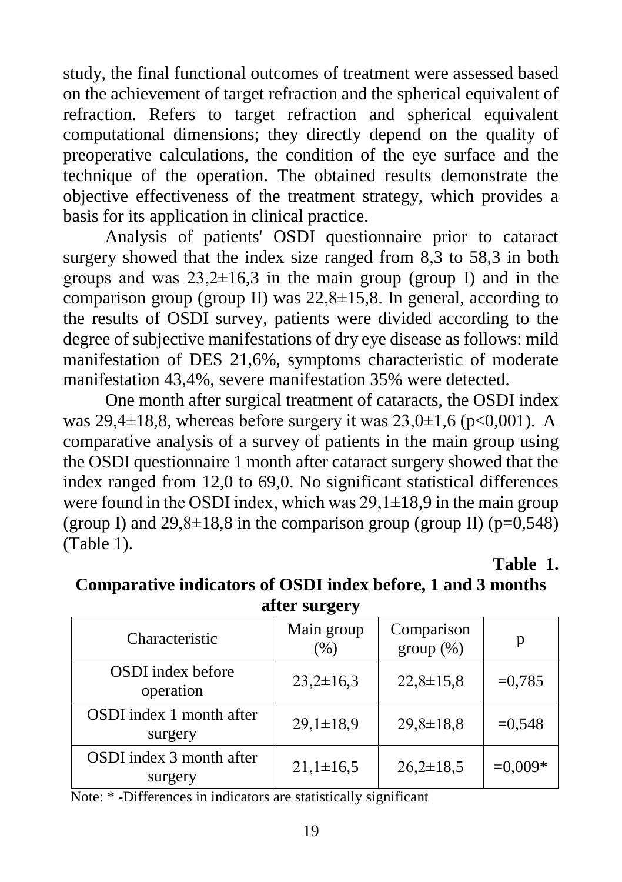study, the final functional outcomes of treatment were assessed based on the achievement of target refraction and the spherical equivalent of refraction. Refers to target refraction and spherical equivalent computational dimensions; they directly depend on the quality of preoperative calculations, the condition of the eye surface and the technique of the operation. The obtained results demonstrate the objective effectiveness of the treatment strategy, which provides a basis for its application in clinical practice.

Analysis of patients' OSDI questionnaire prior to cataract surgery showed that the index size ranged from 8,3 to 58,3 in both groups and was 23,2±16,3 in the main group (group I) and in the comparison group (group II) was 22,8±15,8. In general, according to the results of OSDI survey, patients were divided according to the degree of subjective manifestations of dry eye disease as follows: mild manifestation of DES 21,6%, symptoms characteristic of moderate manifestation 43,4%, severe manifestation 35% were detected.

One month after surgical treatment of cataracts, the OSDI index was 29,4±18,8, whereas before surgery it was 23,0±1,6 (p<0,001). A comparative analysis of a survey of patients in the main group using the OSDI questionnaire 1 month after cataract surgery showed that the index ranged from 12,0 to 69,0. No significant statistical differences were found in the OSDI index, which was 29,1±18,9 in the main group (group I) and 29,8±18,8 in the comparison group (group II) (p=0,548) (Table 1).

**Table 1.**

**Comparative indicators of OSDI index before, 1 and 3 months after surgery**

| Characteristic | Main group (%) | Comparison group (%) | p |
|---|---|---|---|
| OSDI index before operation | 23,2±16,3 | 22,8±15,8 | =0,785 |
| OSDI index 1 month after surgery | 29,1±18,9 | 29,8±18,8 | =0,548 |
| OSDI index 3 month after surgery | 21,1±16,5 | 26,2±18,5 | =0,009* |

Note: * -Differences in indicators are statistically significant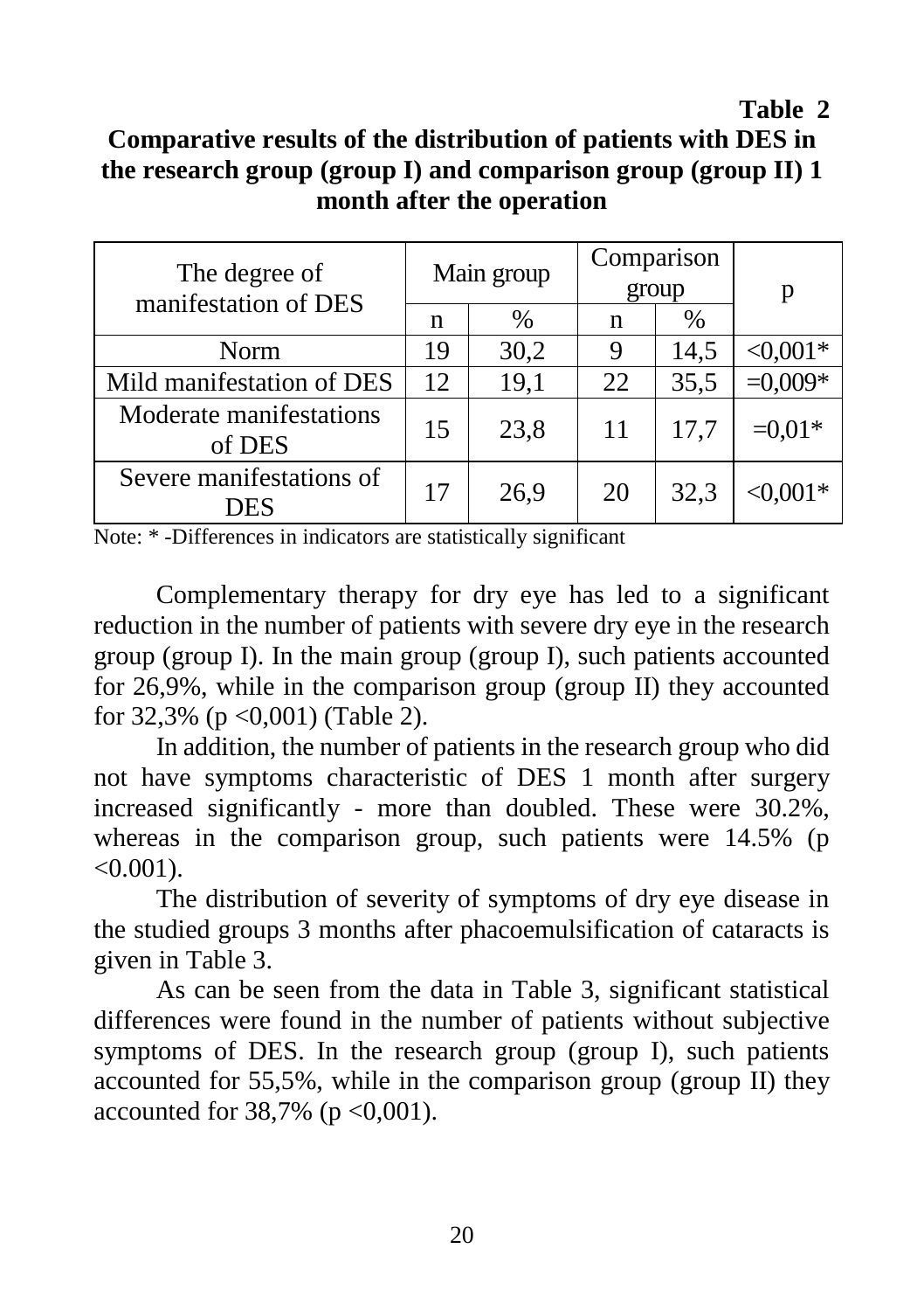**Table 2**

**Comparative results of the distribution of patients with DES in the research group (group I) and comparison group (group II) 1 month after the operation**

| The degree of manifestation of DES | Main group | | Comparison group | | p |
|---|---|---|---|---|---|
| | n | % | n | % | |
| Norm | 19 | 30,2 | 9 | 14,5 | <0,001* |
| Mild manifestation of DES | 12 | 19,1 | 22 | 35,5 | =0,009* |
| Moderate manifestations of DES | 15 | 23,8 | 11 | 17,7 | =0,01* |
| Severe manifestations of DES | 17 | 26,9 | 20 | 32,3 | <0,001* |

Note: * -Differences in indicators are statistically significant

Complementary therapy for dry eye has led to a significant reduction in the number of patients with severe dry eye in the research group (group I). In the main group (group I), such patients accounted for 26,9%, while in the comparison group (group II) they accounted for 32,3% ($p < 0{,}001$) (Table 2).

In addition, the number of patients in the research group who did not have symptoms characteristic of DES 1 month after surgery increased significantly - more than doubled. These were 30.2%, whereas in the comparison group, such patients were 14.5% ($p < 0.001$).

The distribution of severity of symptoms of dry eye disease in the studied groups 3 months after phacoemulsification of cataracts is given in Table 3.

As can be seen from the data in Table 3, significant statistical differences were found in the number of patients without subjective symptoms of DES. In the research group (group I), such patients accounted for 55,5%, while in the comparison group (group II) they accounted for 38,7% ($p < 0{,}001$).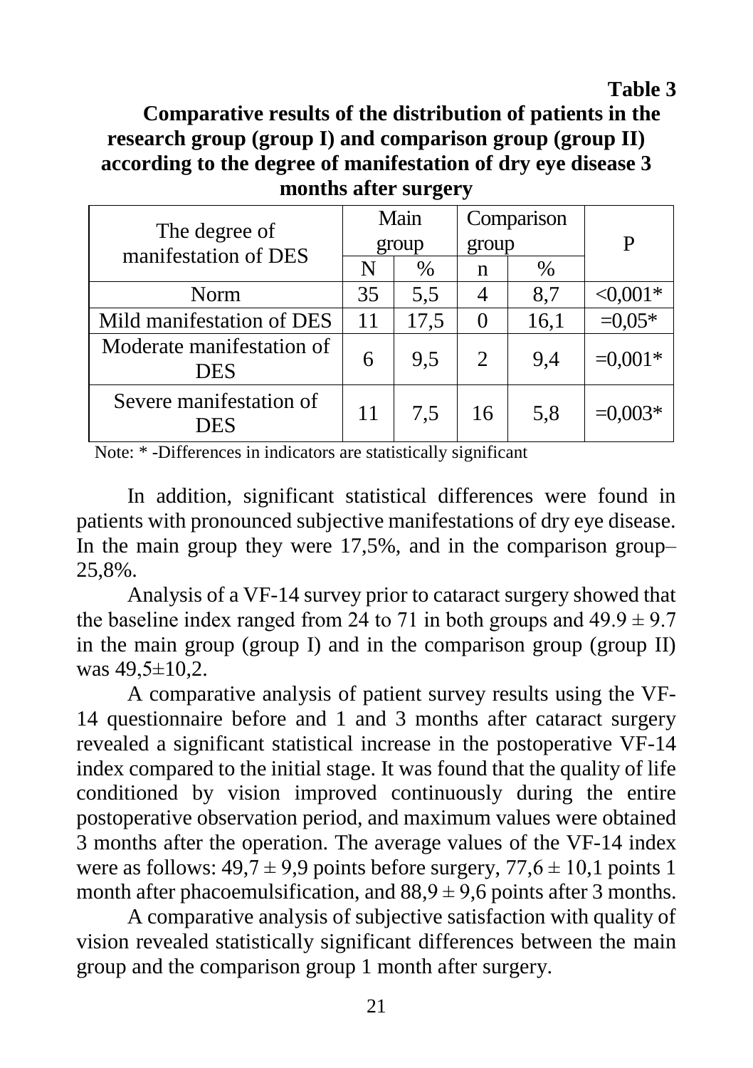**Table 3**

**Comparative results of the distribution of patients in the research group (group I) and comparison group (group II) according to the degree of manifestation of dry eye disease 3 months after surgery**

| The degree of manifestation of DES | Main group | | Comparison group | | P |
|---|---|---|---|---|---|
| | N | % | n | % | |
| Norm | 35 | 5,5 | 4 | 8,7 | <0,001* |
| Mild manifestation of DES | 11 | 17,5 | 0 | 16,1 | =0,05* |
| Moderate manifestation of DES | 6 | 9,5 | 2 | 9,4 | =0,001* |
| Severe manifestation of DES | 11 | 7,5 | 16 | 5,8 | =0,003* |

Note: * -Differences in indicators are statistically significant

In addition, significant statistical differences were found in patients with pronounced subjective manifestations of dry eye disease. In the main group they were 17,5%, and in the comparison group– 25,8%.

Analysis of a VF-14 survey prior to cataract surgery showed that the baseline index ranged from 24 to 71 in both groups and $49.9 \pm 9.7$ in the main group (group I) and in the comparison group (group II) was $49{,}5 \pm 10{,}2$.

A comparative analysis of patient survey results using the VF-14 questionnaire before and 1 and 3 months after cataract surgery revealed a significant statistical increase in the postoperative VF-14 index compared to the initial stage. It was found that the quality of life conditioned by vision improved continuously during the entire postoperative observation period, and maximum values were obtained 3 months after the operation. The average values of the VF-14 index were as follows: $49{,}7 \pm 9{,}9$ points before surgery, $77{,}6 \pm 10{,}1$ points 1 month after phacoemulsification, and $88{,}9 \pm 9{,}6$ points after 3 months.

A comparative analysis of subjective satisfaction with quality of vision revealed statistically significant differences between the main group and the comparison group 1 month after surgery.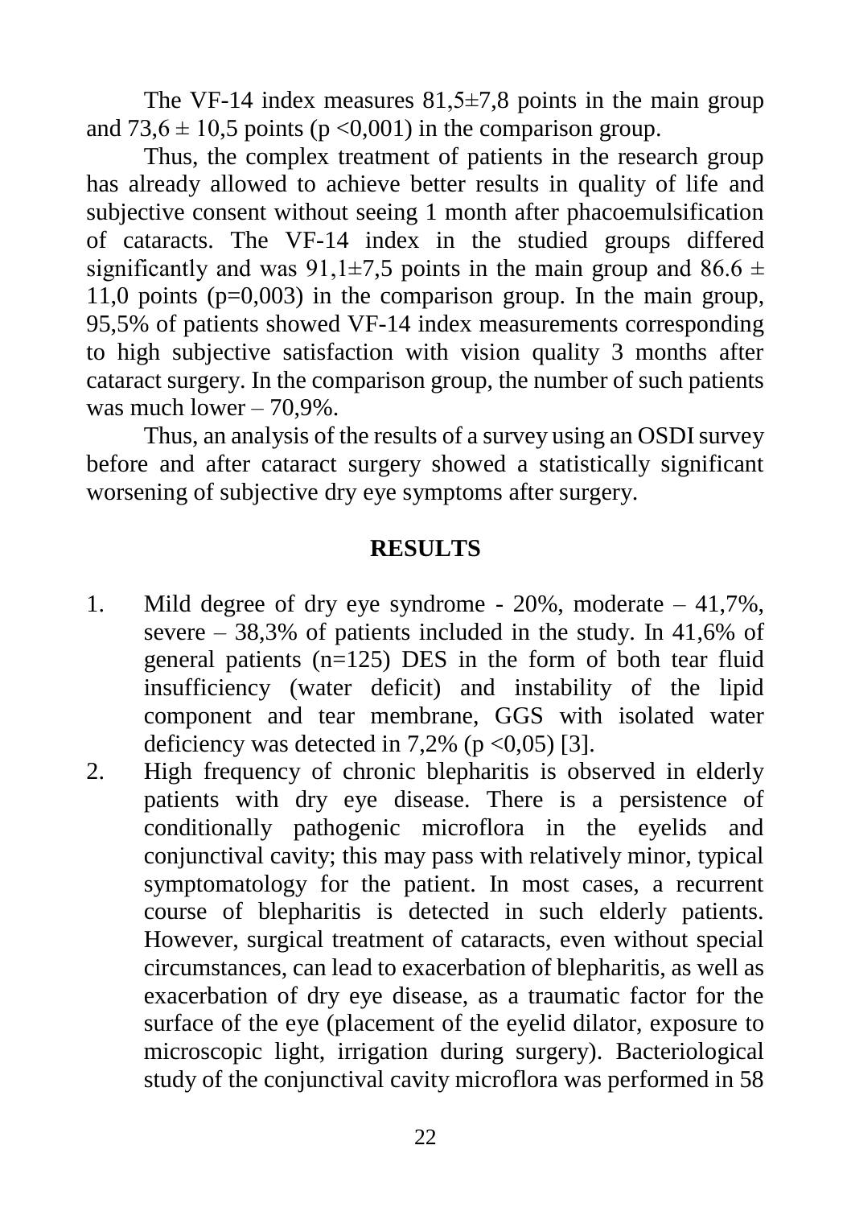The VF-14 index measures $81,5 \pm 7,8$ points in the main group and $73,6 \pm 10,5$ points ($p < 0,001$) in the comparison group.

Thus, the complex treatment of patients in the research group has already allowed to achieve better results in quality of life and subjective consent without seeing 1 month after phacoemulsification of cataracts. The VF-14 index in the studied groups differed significantly and was $91,1 \pm 7,5$ points in the main group and $86.6 \pm 11,0$ points ($p = 0,003$) in the comparison group. In the main group, 95,5% of patients showed VF-14 index measurements corresponding to high subjective satisfaction with vision quality 3 months after cataract surgery. In the comparison group, the number of such patients was much lower – 70,9%.

Thus, an analysis of the results of a survey using an OSDI survey before and after cataract surgery showed a statistically significant worsening of subjective dry eye symptoms after surgery.

## RESULTS

1. Mild degree of dry eye syndrome - 20%, moderate – 41,7%, severe – 38,3% of patients included in the study. In 41,6% of general patients (n=125) DES in the form of both tear fluid insufficiency (water deficit) and instability of the lipid component and tear membrane, GGS with isolated water deficiency was detected in 7,2% ($p < 0,05$) [3].
2. High frequency of chronic blepharitis is observed in elderly patients with dry eye disease. There is a persistence of conditionally pathogenic microflora in the eyelids and conjunctival cavity; this may pass with relatively minor, typical symptomatology for the patient. In most cases, a recurrent course of blepharitis is detected in such elderly patients. However, surgical treatment of cataracts, even without special circumstances, can lead to exacerbation of blepharitis, as well as exacerbation of dry eye disease, as a traumatic factor for the surface of the eye (placement of the eyelid dilator, exposure to microscopic light, irrigation during surgery). Bacteriological study of the conjunctival cavity microflora was performed in 58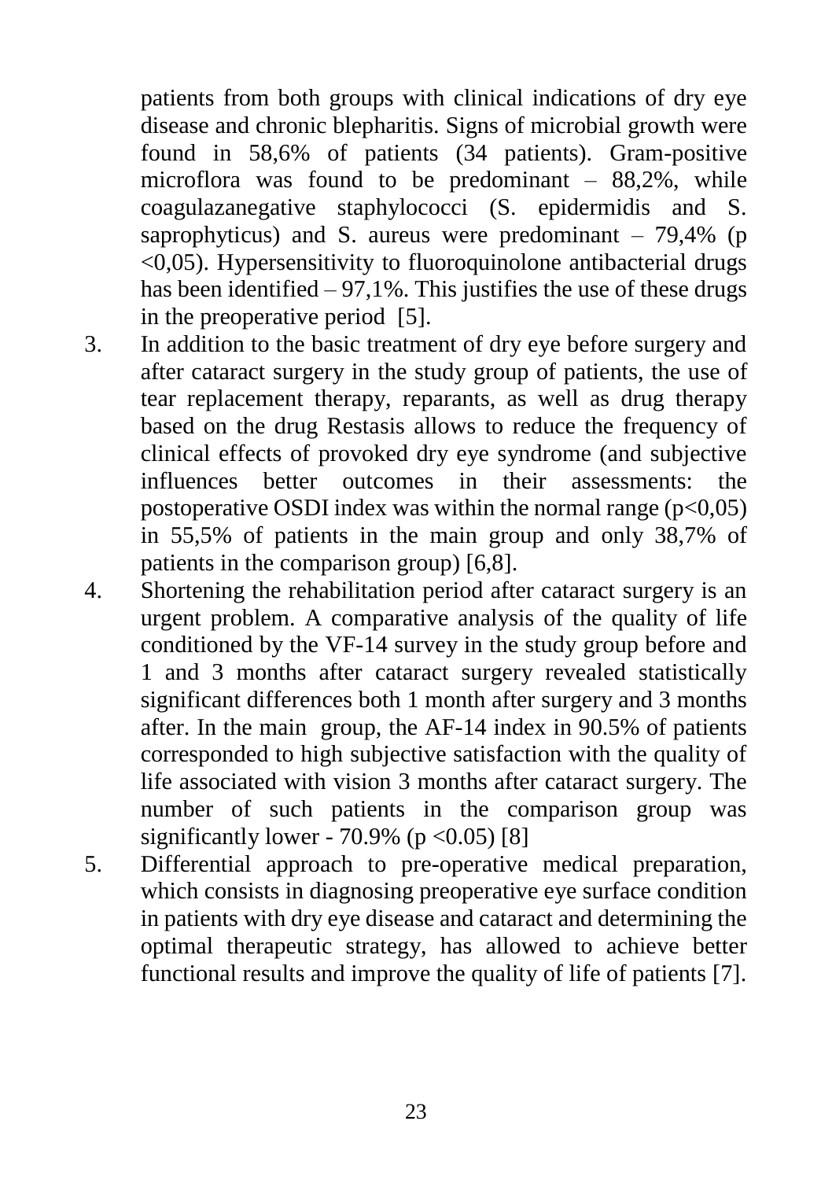patients from both groups with clinical indications of dry eye disease and chronic blepharitis. Signs of microbial growth were found in 58,6% of patients (34 patients). Gram-positive microflora was found to be predominant – 88,2%, while coagulazanegative staphylococci (S. epidermidis and S. saprophyticus) and S. aureus were predominant – 79,4% ($p < 0{,}05$). Hypersensitivity to fluoroquinolone antibacterial drugs has been identified – 97,1%. This justifies the use of these drugs in the preoperative period [5].

3. In addition to the basic treatment of dry eye before surgery and after cataract surgery in the study group of patients, the use of tear replacement therapy, reparants, as well as drug therapy based on the drug Restasis allows to reduce the frequency of clinical effects of provoked dry eye syndrome (and subjective influences better outcomes in their assessments: the postoperative OSDI index was within the normal range ($p < 0{,}05$) in 55,5% of patients in the main group and only 38,7% of patients in the comparison group) [6,8].
4. Shortening the rehabilitation period after cataract surgery is an urgent problem. A comparative analysis of the quality of life conditioned by the VF-14 survey in the study group before and 1 and 3 months after cataract surgery revealed statistically significant differences both 1 month after surgery and 3 months after. In the main group, the AF-14 index in 90.5% of patients corresponded to high subjective satisfaction with the quality of life associated with vision 3 months after cataract surgery. The number of such patients in the comparison group was significantly lower - 70.9% ($p < 0.05$) [8]
5. Differential approach to pre-operative medical preparation, which consists in diagnosing preoperative eye surface condition in patients with dry eye disease and cataract and determining the optimal therapeutic strategy, has allowed to achieve better functional results and improve the quality of life of patients [7].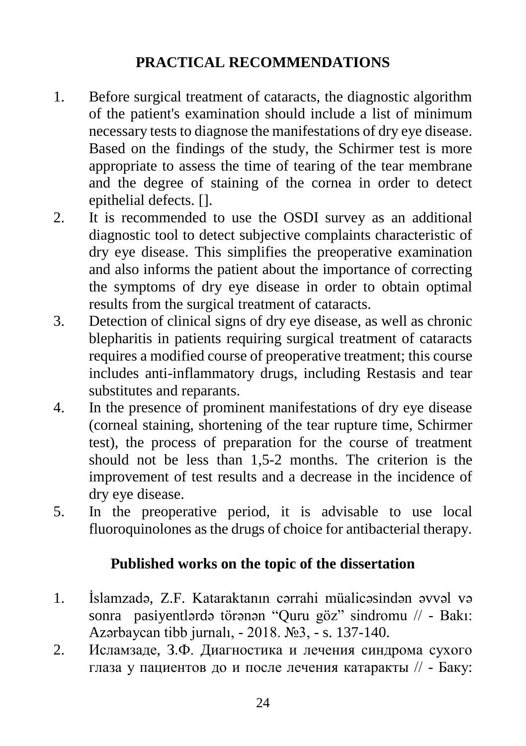## PRACTICAL RECOMMENDATIONS

1. Before surgical treatment of cataracts, the diagnostic algorithm of the patient's examination should include a list of minimum necessary tests to diagnose the manifestations of dry eye disease. Based on the findings of the study, the Schirmer test is more appropriate to assess the time of tearing of the tear membrane and the degree of staining of the cornea in order to detect epithelial defects. [].
2. It is recommended to use the OSDI survey as an additional diagnostic tool to detect subjective complaints characteristic of dry eye disease. This simplifies the preoperative examination and also informs the patient about the importance of correcting the symptoms of dry eye disease in order to obtain optimal results from the surgical treatment of cataracts.
3. Detection of clinical signs of dry eye disease, as well as chronic blepharitis in patients requiring surgical treatment of cataracts requires a modified course of preoperative treatment; this course includes anti-inflammatory drugs, including Restasis and tear substitutes and reparants.
4. In the presence of prominent manifestations of dry eye disease (corneal staining, shortening of the tear rupture time, Schirmer test), the process of preparation for the course of treatment should not be less than 1,5-2 months. The criterion is the improvement of test results and a decrease in the incidence of dry eye disease.
5. In the preoperative period, it is advisable to use local fluoroquinolones as the drugs of choice for antibacterial therapy.

## Published works on the topic of the dissertation

1. İslamzadə, Z.F. Kataraktanın cərrahi müalicəsindən əvvəl və sonra pasiyentlərdə törənən "Quru göz" sindromu // - Bakı: Azərbaycan tibb jurnalı, - 2018. №3, - s. 137-140.
2. Исламзаде, З.Ф. Диагностика и лечения синдрома сухого глаза у пациентов до и после лечения катаракты // - Баку: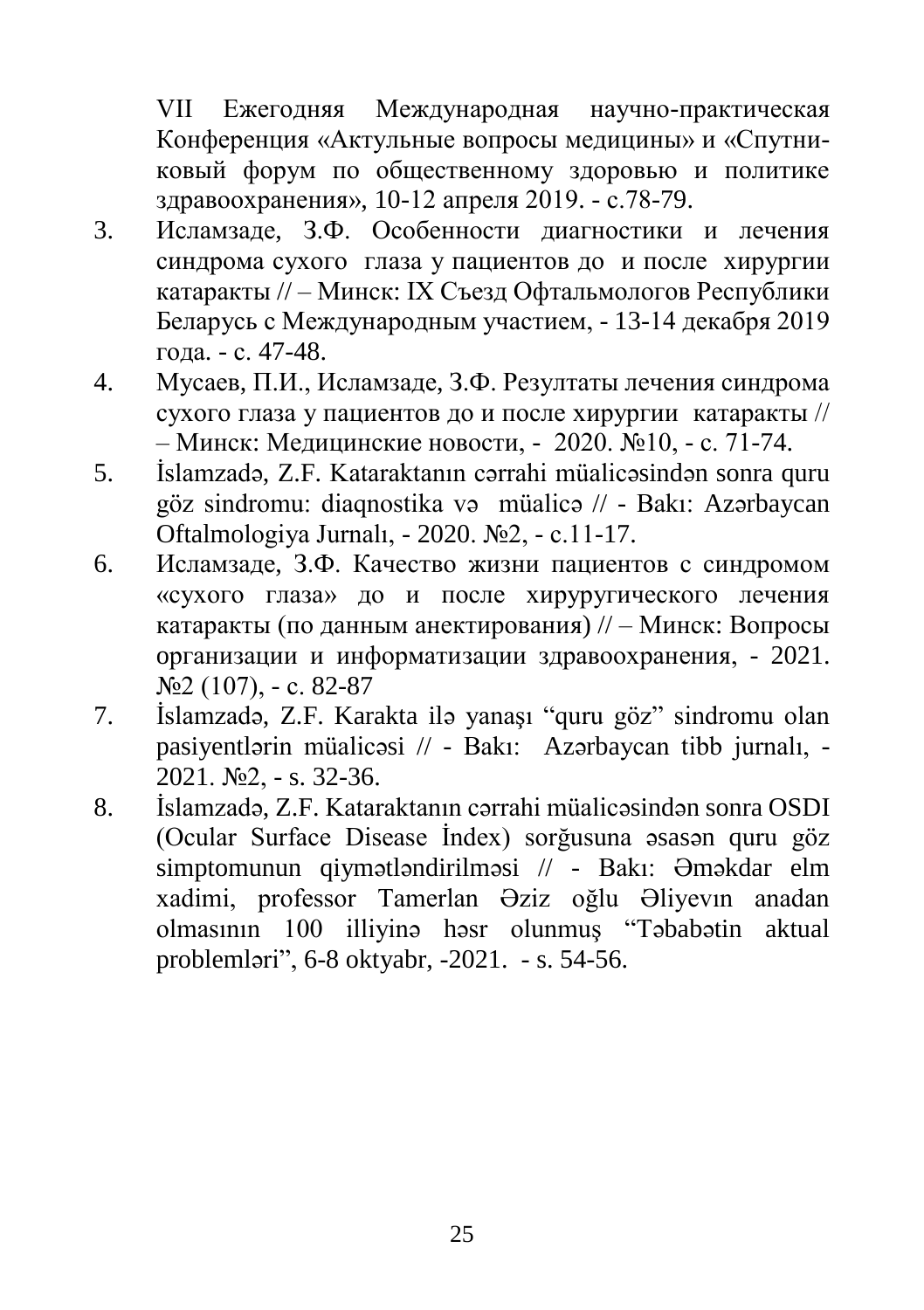VII Ежегодняя Международная научно-практическая Конференция «Актульные вопросы медицины» и «Спутниковый форум по общественному здоровью и политике здравоохранения», 10-12 апреля 2019. - с.78-79.

3. Исламзаде, З.Ф. Особенности диагностики и лечения синдрома сухого глаза у пациентов до и после хирургии катаракты // – Минск: IX Съезд Офтальмологов Республики Беларусь с Международным участием, - 13-14 декабря 2019 года. - с. 47-48.
4. Мусаев, П.И., Исламзаде, З.Ф. Резултаты лечения синдрома сухого глаза у пациентов до и после хирургии катаракты // – Минск: Медицинские новости, - 2020. №10, - с. 71-74.
5. İslamzadə, Z.F. Kataraktanın cərrahi müalicəsindən sonra quru göz sindromu: diaqnostika və müalicə // - Bakı: Azərbaycan Oftalmologiya Jurnalı, - 2020. №2, - с.11-17.
6. Исламзаде, З.Ф. Качество жизни пациентов с синдромом «сухого глаза» до и после хируругического лечения катаракты (по данным анектирования) // – Минск: Вопросы организации и информатизации здравоохранения, - 2021. №2 (107), - с. 82-87
7. İslamzadə, Z.F. Karakta ilə yanaşı "quru göz" sindromu olan pasiyentlərin müalicəsi // - Bakı: Azərbaycan tibb jurnalı, - 2021. №2, - s. 32-36.
8. İslamzadə, Z.F. Kataraktanın cərrahi müalicəsindən sonra OSDI (Ocular Surface Disease İndex) sorğusuna əsasən quru göz simptomunun qiymətləndirilməsi // - Bakı: Əməkdar elm xadimi, professor Tamerlan Əziz oğlu Əliyevın anadan olmasının 100 illiyinə həsr olunmuş "Təbabətin aktual problemləri", 6-8 oktyabr, -2021. - s. 54-56.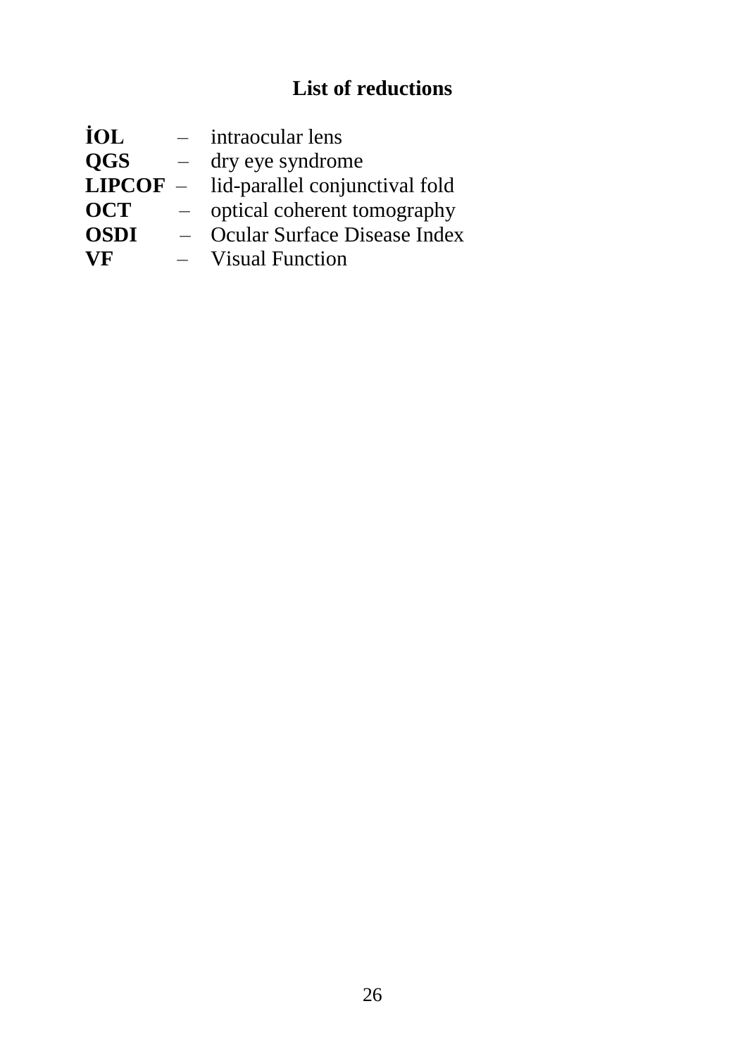## List of reductions

**İOL** – intraocular lens
**QGS** – dry eye syndrome
**LIPCOF** – lid-parallel conjunctival fold
**OCT** – optical coherent tomography
**OSDI** – Ocular Surface Disease Index
**VF** – Visual Function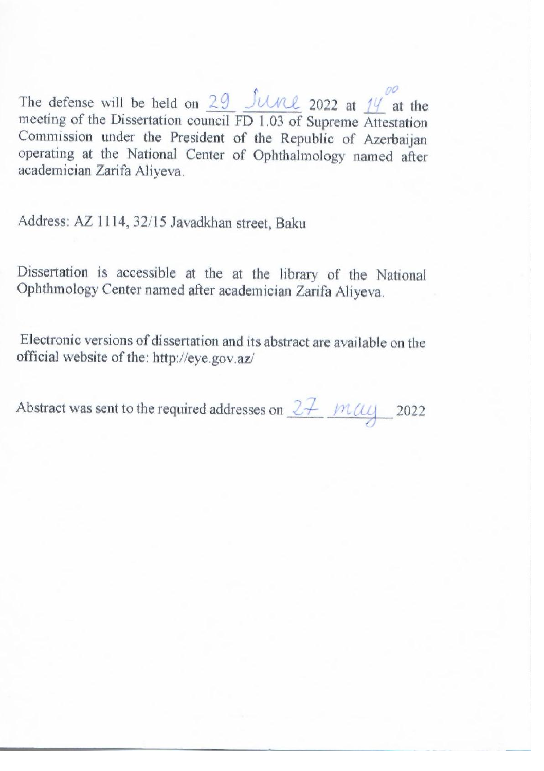The defense will be held on 29 June 2022 at 14$^{00}$ at the meeting of the Dissertation council FD 1.03 of Supreme Attestation Commission under the President of the Republic of Azerbaijan operating at the National Center of Ophthalmology named after academician Zarifa Aliyeva.

Address: AZ 1114, 32/15 Javadkhan street, Baku

Dissertation is accessible at the at the library of the National Ophthmology Center named after academician Zarifa Aliyeva.

Electronic versions of dissertation and its abstract are available on the official website of the: http://eye.gov.az/

Abstract was sent to the required addresses on 27 may 2022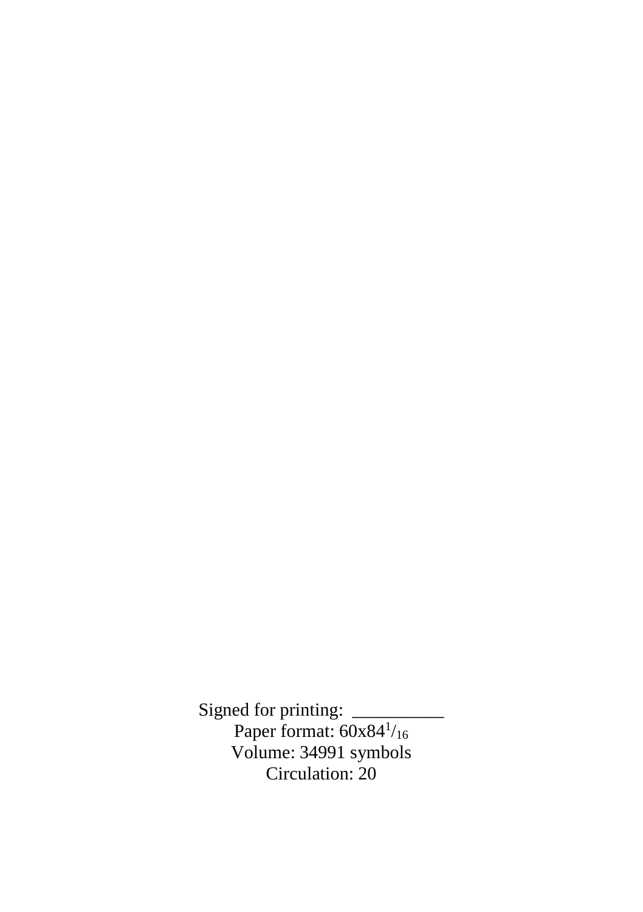Signed for printing: __________

Paper format: $60x84^1/_{16}$

Volume: 34991 symbols

Circulation: 20